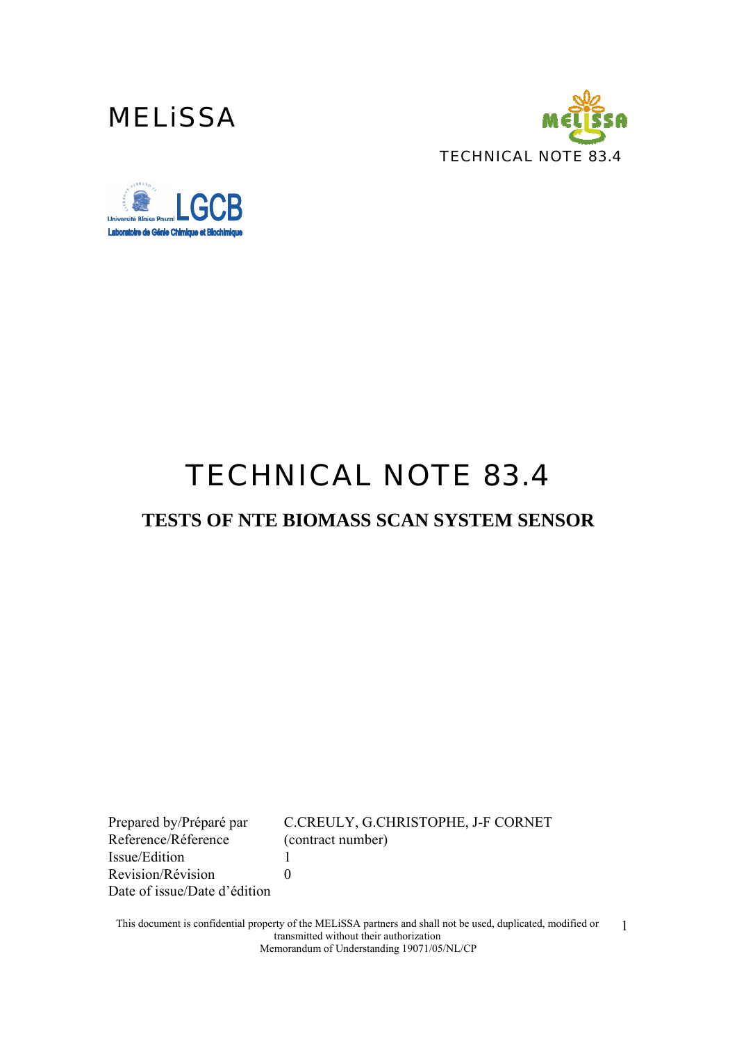MELiSSA

TECHNICAL NOTE 83.4

LGCB
Laboratoire de Génie Chimique et Biochimique

# TECHNICAL NOTE 83.4

## TESTS OF NTE BIOMASS SCAN SYSTEM SENSOR

| | |
|---|---|
| Prepared by/Préparé par | C.CREULY, G.CHRISTOPHE, J-F CORNET |
| Reference/Réference | (contract number) |
| Issue/Edition | 1 |
| Revision/Révision | 0 |
| Date of issue/Date d'édition | |

This document is confidential property of the MELiSSA partners and shall not be used, duplicated, modified or transmitted without their authorization
Memorandum of Understanding 19071/05/NL/CP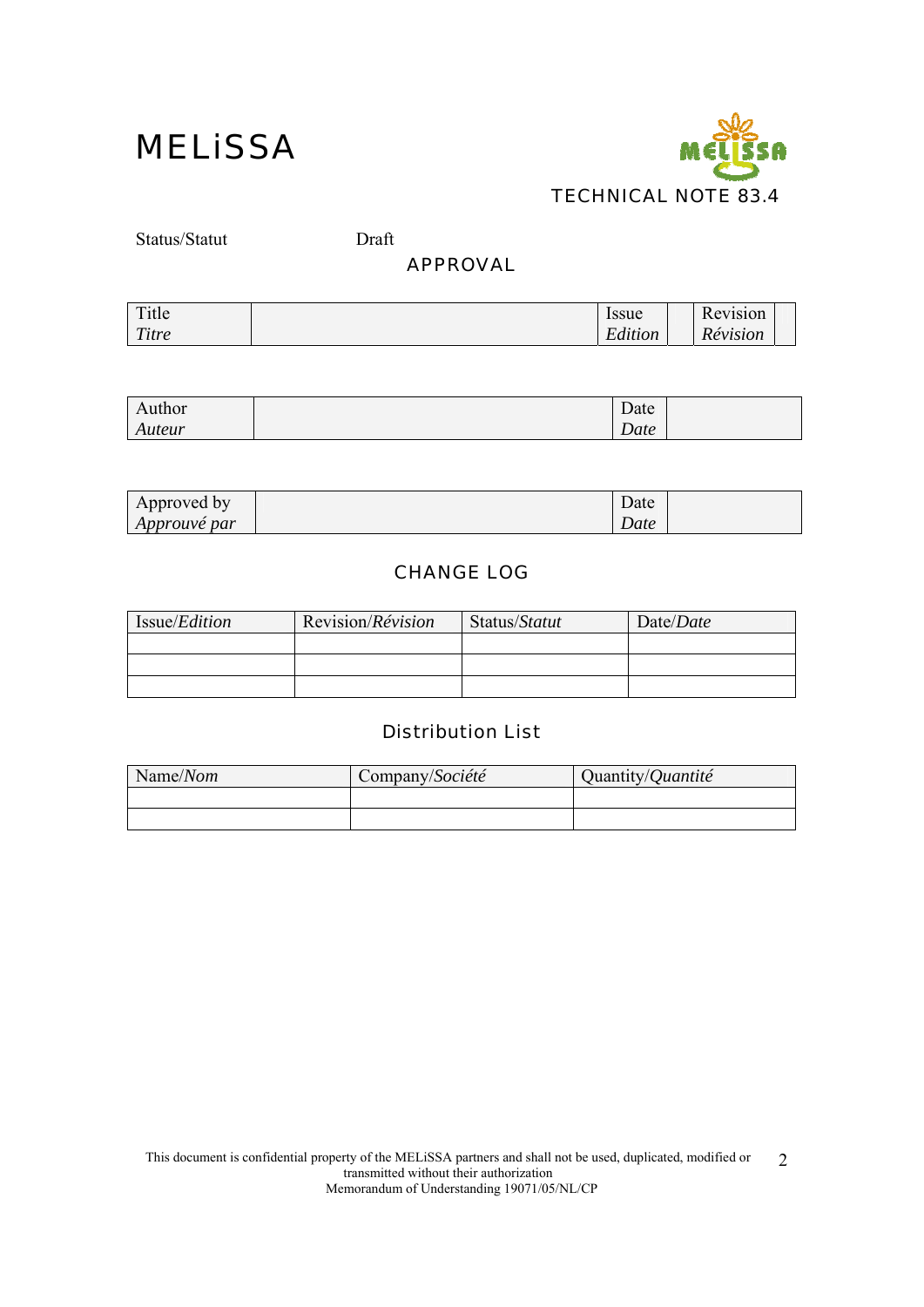# MELiSSA

TECHNICAL NOTE 83.4

Status/Statut Draft

## APPROVAL

| Title<br>*Titre* | | Issue<br>*Edition* | | Revision<br>*Révision* | |
|---|---|---|---|---|---|

| Author<br>*Auteur* | | Date<br>*Date* | |
|---|---|---|---|

| Approved by<br>*Approuvé par* | | Date<br>*Date* | |
|---|---|---|---|

## CHANGE LOG

| Issue/*Edition* | Revision/*Révision* | Status/*Statut* | Date/*Date* |
|---|---|---|---|
| | | | |
| | | | |
| | | | |

## Distribution List

| Name/*Nom* | Company/*Société* | Quantity/*Quantité* |
|---|---|---|
| | | |
| | | |

This document is confidential property of the MELiSSA partners and shall not be used, duplicated, modified or transmitted without their authorization
Memorandum of Understanding 19071/05/NL/CP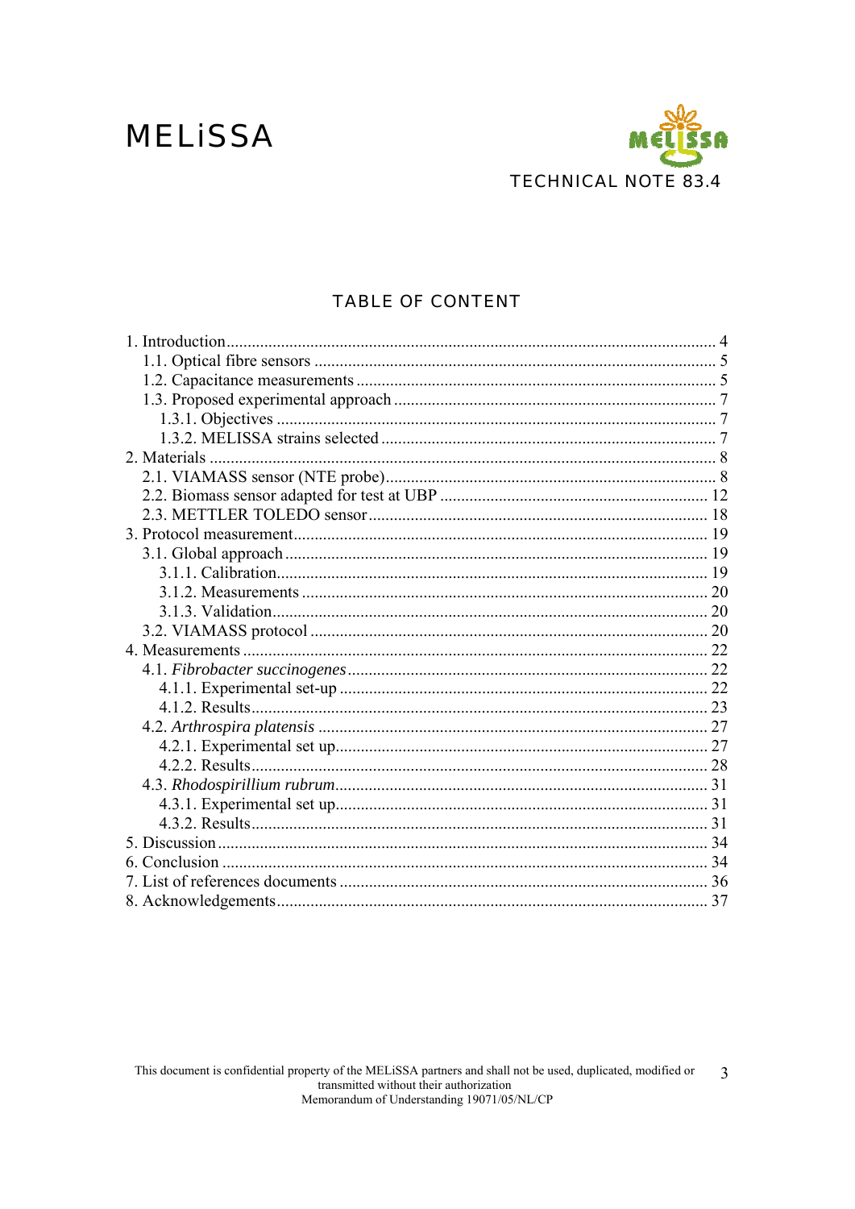# TABLE OF CONTENT

1. Introduction .................................................................................................... 4
   - 1.1. Optical fibre sensors ............................................................................... 5
   - 1.2. Capacitance measurements ..................................................................... 5
   - 1.3. Proposed experimental approach ............................................................ 7
     - 1.3.1. Objectives ........................................................................................ 7
     - 1.3.2. MELISSA strains selected ............................................................... 7
2. Materials ........................................................................................................ 8
   - 2.1. VIAMASS sensor (NTE probe) .............................................................. 8
   - 2.2. Biomass sensor adapted for test at UBP ............................................... 12
   - 2.3. METTLER TOLEDO sensor ................................................................ 18
3. Protocol measurement .................................................................................. 19
   - 3.1. Global approach .................................................................................... 19
     - 3.1.1. Calibration ...................................................................................... 19
     - 3.1.2. Measurements ................................................................................ 20
     - 3.1.3. Validation ....................................................................................... 20
   - 3.2. VIAMASS protocol .............................................................................. 20
4. Measurements .............................................................................................. 22
   - 4.1. *Fibrobacter succinogenes* ..................................................................... 22
     - 4.1.1. Experimental set-up ....................................................................... 22
     - 4.1.2. Results ............................................................................................ 23
   - 4.2. *Arthrospira platensis* ............................................................................ 27
     - 4.2.1. Experimental set up ........................................................................ 27
     - 4.2.2. Results ............................................................................................ 28
   - 4.3. *Rhodospirillium rubrum* ........................................................................ 31
     - 4.3.1. Experimental set up ........................................................................ 31
     - 4.3.2. Results ............................................................................................ 31
5. Discussion .................................................................................................... 34
6. Conclusion ................................................................................................... 34
7. List of references documents ....................................................................... 36
8. Acknowledgements ...................................................................................... 37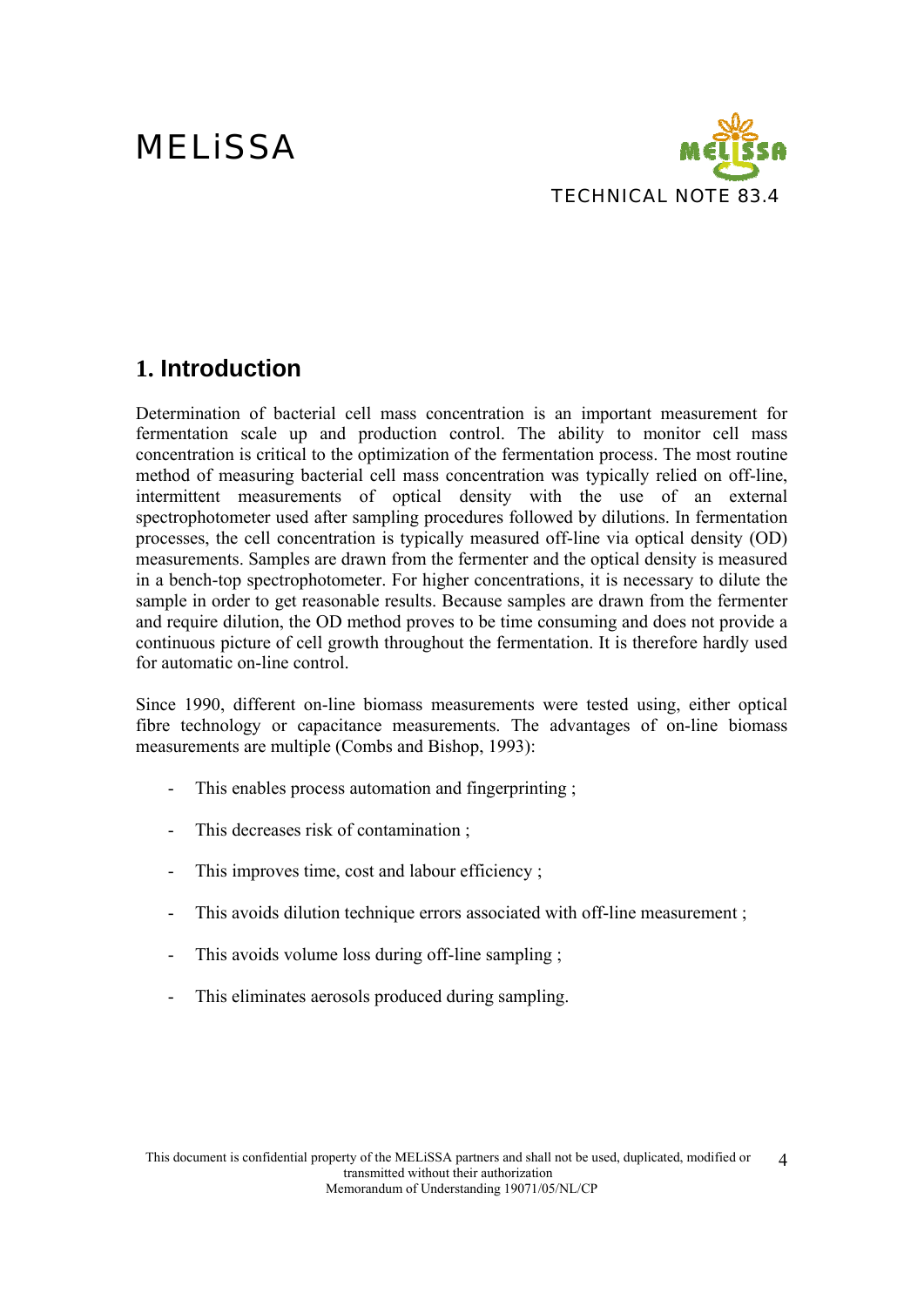## 1. Introduction

Determination of bacterial cell mass concentration is an important measurement for fermentation scale up and production control. The ability to monitor cell mass concentration is critical to the optimization of the fermentation process. The most routine method of measuring bacterial cell mass concentration was typically relied on off-line, intermittent measurements of optical density with the use of an external spectrophotometer used after sampling procedures followed by dilutions. In fermentation processes, the cell concentration is typically measured off-line via optical density (OD) measurements. Samples are drawn from the fermenter and the optical density is measured in a bench-top spectrophotometer. For higher concentrations, it is necessary to dilute the sample in order to get reasonable results. Because samples are drawn from the fermenter and require dilution, the OD method proves to be time consuming and does not provide a continuous picture of cell growth throughout the fermentation. It is therefore hardly used for automatic on-line control.

Since 1990, different on-line biomass measurements were tested using, either optical fibre technology or capacitance measurements. The advantages of on-line biomass measurements are multiple (Combs and Bishop, 1993):

- This enables process automation and fingerprinting ;
- This decreases risk of contamination ;
- This improves time, cost and labour efficiency ;
- This avoids dilution technique errors associated with off-line measurement ;
- This avoids volume loss during off-line sampling ;
- This eliminates aerosols produced during sampling.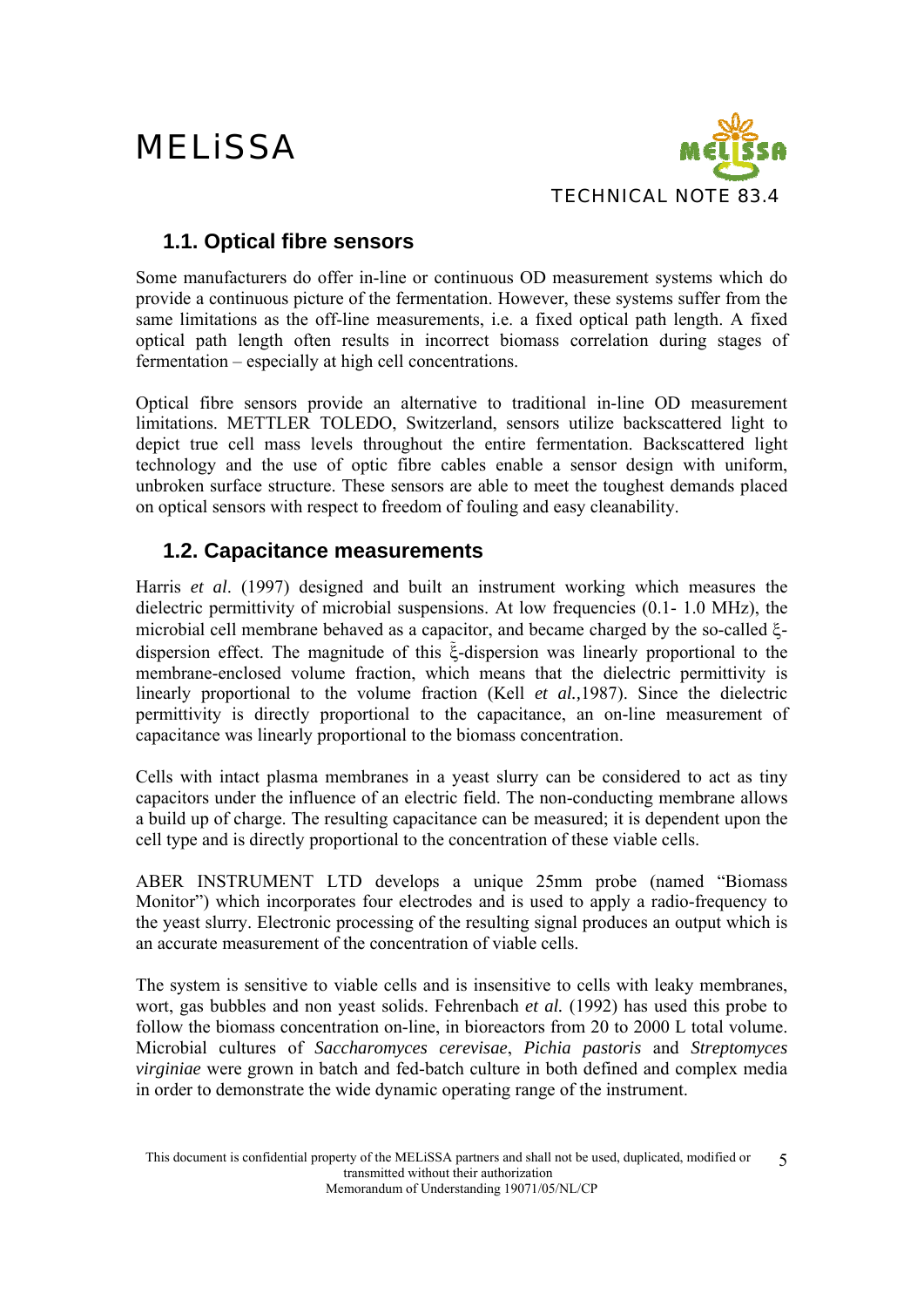## 1.1. Optical fibre sensors

Some manufacturers do offer in-line or continuous OD measurement systems which do provide a continuous picture of the fermentation. However, these systems suffer from the same limitations as the off-line measurements, i.e. a fixed optical path length. A fixed optical path length often results in incorrect biomass correlation during stages of fermentation – especially at high cell concentrations.

Optical fibre sensors provide an alternative to traditional in-line OD measurement limitations. METTLER TOLEDO, Switzerland, sensors utilize backscattered light to depict true cell mass levels throughout the entire fermentation. Backscattered light technology and the use of optic fibre cables enable a sensor design with uniform, unbroken surface structure. These sensors are able to meet the toughest demands placed on optical sensors with respect to freedom of fouling and easy cleanability.

## 1.2. Capacitance measurements

Harris *et al*. (1997) designed and built an instrument working which measures the dielectric permittivity of microbial suspensions. At low frequencies (0.1- 1.0 MHz), the microbial cell membrane behaved as a capacitor, and became charged by the so-called ξ-dispersion effect. The magnitude of this ξ-dispersion was linearly proportional to the membrane-enclosed volume fraction, which means that the dielectric permittivity is linearly proportional to the volume fraction (Kell *et al.,*1987). Since the dielectric permittivity is directly proportional to the capacitance, an on-line measurement of capacitance was linearly proportional to the biomass concentration.

Cells with intact plasma membranes in a yeast slurry can be considered to act as tiny capacitors under the influence of an electric field. The non-conducting membrane allows a build up of charge. The resulting capacitance can be measured; it is dependent upon the cell type and is directly proportional to the concentration of these viable cells.

ABER INSTRUMENT LTD develops a unique 25mm probe (named "Biomass Monitor") which incorporates four electrodes and is used to apply a radio-frequency to the yeast slurry. Electronic processing of the resulting signal produces an output which is an accurate measurement of the concentration of viable cells.

The system is sensitive to viable cells and is insensitive to cells with leaky membranes, wort, gas bubbles and non yeast solids. Fehrenbach *et al.* (1992) has used this probe to follow the biomass concentration on-line, in bioreactors from 20 to 2000 L total volume. Microbial cultures of *Saccharomyces cerevisae*, *Pichia pastoris* and *Streptomyces virginiae* were grown in batch and fed-batch culture in both defined and complex media in order to demonstrate the wide dynamic operating range of the instrument.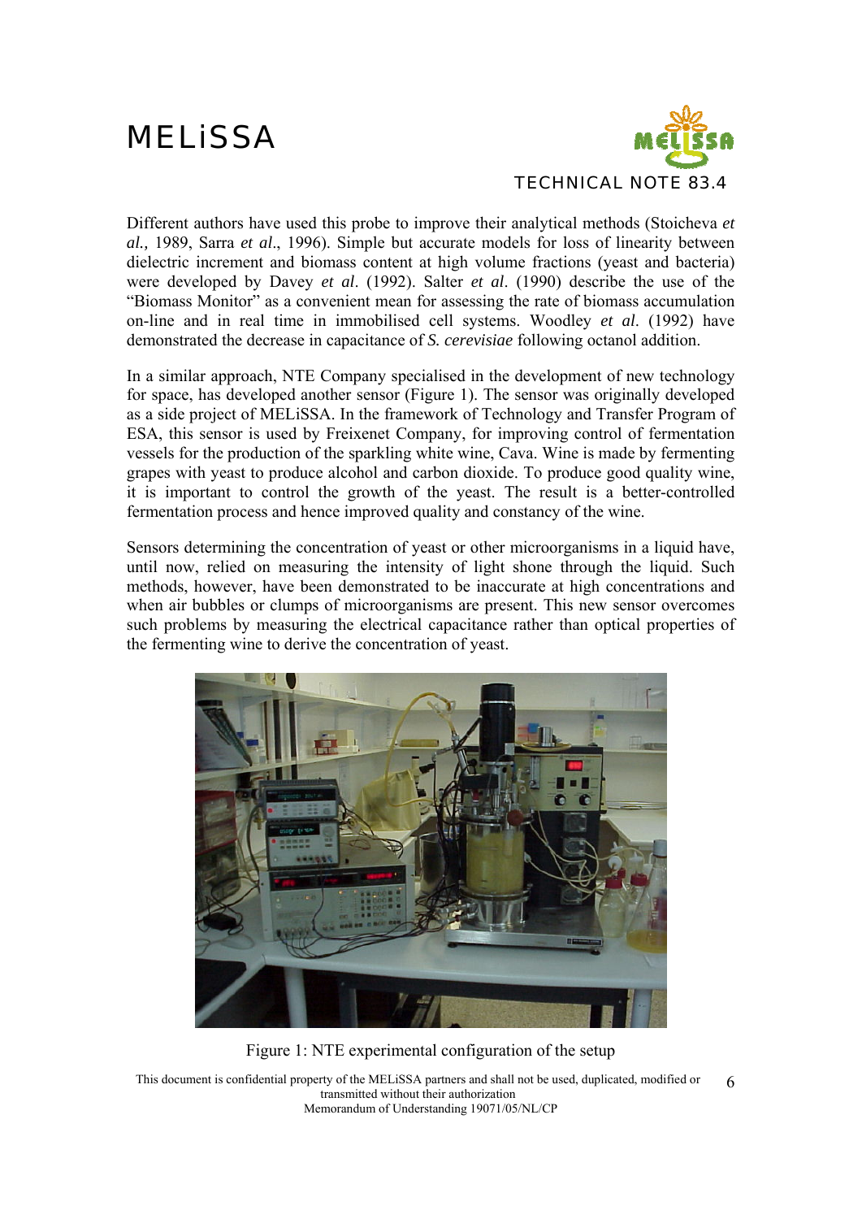Different authors have used this probe to improve their analytical methods (Stoicheva *et al.,* 1989, Sarra *et al*., 1996). Simple but accurate models for loss of linearity between dielectric increment and biomass content at high volume fractions (yeast and bacteria) were developed by Davey *et al*. (1992). Salter *et al*. (1990) describe the use of the "Biomass Monitor" as a convenient mean for assessing the rate of biomass accumulation on-line and in real time in immobilised cell systems. Woodley *et al*. (1992) have demonstrated the decrease in capacitance of *S. cerevisiae* following octanol addition.

In a similar approach, NTE Company specialised in the development of new technology for space, has developed another sensor (Figure 1). The sensor was originally developed as a side project of MELiSSA. In the framework of Technology and Transfer Program of ESA, this sensor is used by Freixenet Company, for improving control of fermentation vessels for the production of the sparkling white wine, Cava. Wine is made by fermenting grapes with yeast to produce alcohol and carbon dioxide. To produce good quality wine, it is important to control the growth of the yeast. The result is a better-controlled fermentation process and hence improved quality and constancy of the wine.

Sensors determining the concentration of yeast or other microorganisms in a liquid have, until now, relied on measuring the intensity of light shone through the liquid. Such methods, however, have been demonstrated to be inaccurate at high concentrations and when air bubbles or clumps of microorganisms are present. This new sensor overcomes such problems by measuring the electrical capacitance rather than optical properties of the fermenting wine to derive the concentration of yeast.

Figure 1: NTE experimental configuration of the setup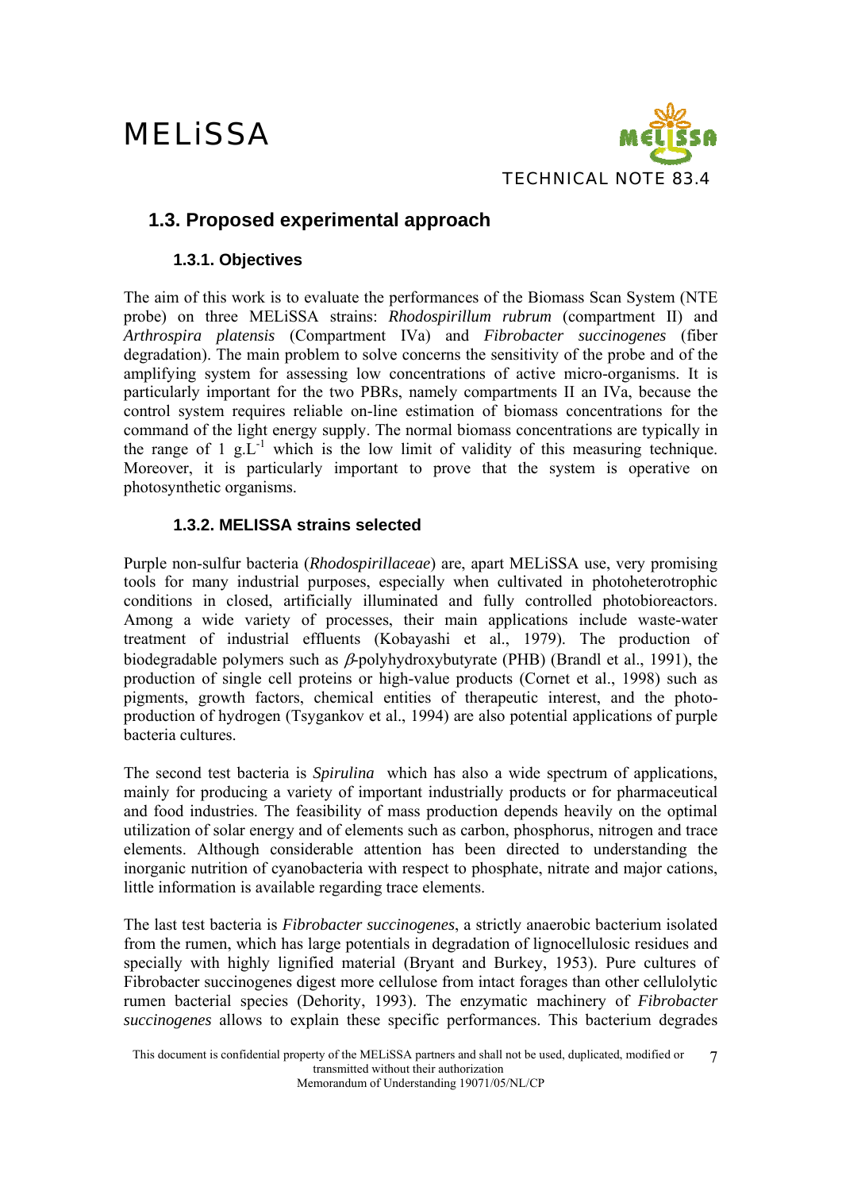## 1.3. Proposed experimental approach

### 1.3.1. Objectives

The aim of this work is to evaluate the performances of the Biomass Scan System (NTE probe) on three MELiSSA strains: *Rhodospirillum rubrum* (compartment II) and *Arthrospira platensis* (Compartment IVa) and *Fibrobacter succinogenes* (fiber degradation). The main problem to solve concerns the sensitivity of the probe and of the amplifying system for assessing low concentrations of active micro-organisms. It is particularly important for the two PBRs, namely compartments II an IVa, because the control system requires reliable on-line estimation of biomass concentrations for the command of the light energy supply. The normal biomass concentrations are typically in the range of 1 $g.L^{-1}$ which is the low limit of validity of this measuring technique. Moreover, it is particularly important to prove that the system is operative on photosynthetic organisms.

### 1.3.2. MELISSA strains selected

Purple non-sulfur bacteria (*Rhodospirillaceae*) are, apart MELiSSA use, very promising tools for many industrial purposes, especially when cultivated in photoheterotrophic conditions in closed, artificially illuminated and fully controlled photobioreactors. Among a wide variety of processes, their main applications include waste-water treatment of industrial effluents (Kobayashi et al., 1979). The production of biodegradable polymers such as $\beta$-polyhydroxybutyrate (PHB) (Brandl et al., 1991), the production of single cell proteins or high-value products (Cornet et al., 1998) such as pigments, growth factors, chemical entities of therapeutic interest, and the photo-production of hydrogen (Tsygankov et al., 1994) are also potential applications of purple bacteria cultures.

The second test bacteria is *Spirulina* which has also a wide spectrum of applications, mainly for producing a variety of important industrially products or for pharmaceutical and food industries. The feasibility of mass production depends heavily on the optimal utilization of solar energy and of elements such as carbon, phosphorus, nitrogen and trace elements. Although considerable attention has been directed to understanding the inorganic nutrition of cyanobacteria with respect to phosphate, nitrate and major cations, little information is available regarding trace elements.

The last test bacteria is *Fibrobacter succinogenes*, a strictly anaerobic bacterium isolated from the rumen, which has large potentials in degradation of lignocellulosic residues and specially with highly lignified material (Bryant and Burkey, 1953). Pure cultures of Fibrobacter succinogenes digest more cellulose from intact forages than other cellulolytic rumen bacterial species (Dehority, 1993). The enzymatic machinery of *Fibrobacter succinogenes* allows to explain these specific performances. This bacterium degrades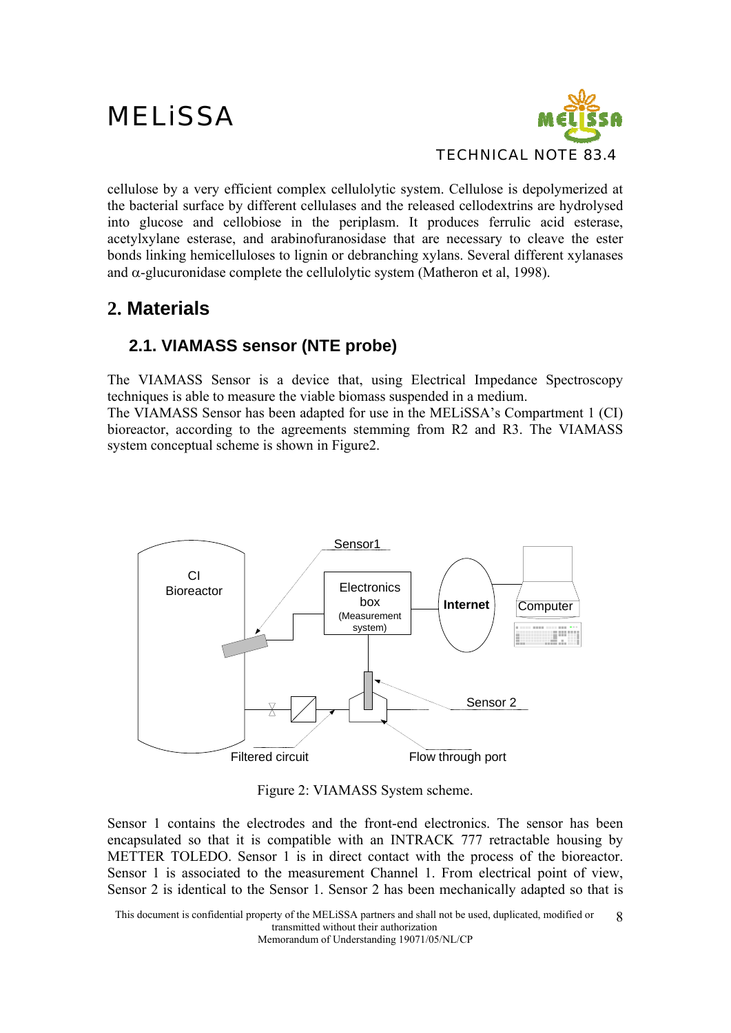cellulose by a very efficient complex cellulolytic system. Cellulose is depolymerized at the bacterial surface by different cellulases and the released cellodextrins are hydrolysed into glucose and cellobiose in the periplasm. It produces ferrulic acid esterase, acetylxylane esterase, and arabinofuranosidase that are necessary to cleave the ester bonds linking hemicelluloses to lignin or debranching xylans. Several different xylanases and α-glucuronidase complete the cellulolytic system (Matheron et al, 1998).

## 2. Materials

### 2.1. VIAMASS sensor (NTE probe)

The VIAMASS Sensor is a device that, using Electrical Impedance Spectroscopy techniques is able to measure the viable biomass suspended in a medium.
The VIAMASS Sensor has been adapted for use in the MELiSSA's Compartment 1 (CI) bioreactor, according to the agreements stemming from R2 and R3. The VIAMASS system conceptual scheme is shown in Figure2.

Figure 2: VIAMASS System scheme.

Sensor 1 contains the electrodes and the front-end electronics. The sensor has been encapsulated so that it is compatible with an INTRACK 777 retractable housing by METTER TOLEDO. Sensor 1 is in direct contact with the process of the bioreactor. Sensor 1 is associated to the measurement Channel 1. From electrical point of view, Sensor 2 is identical to the Sensor 1. Sensor 2 has been mechanically adapted so that is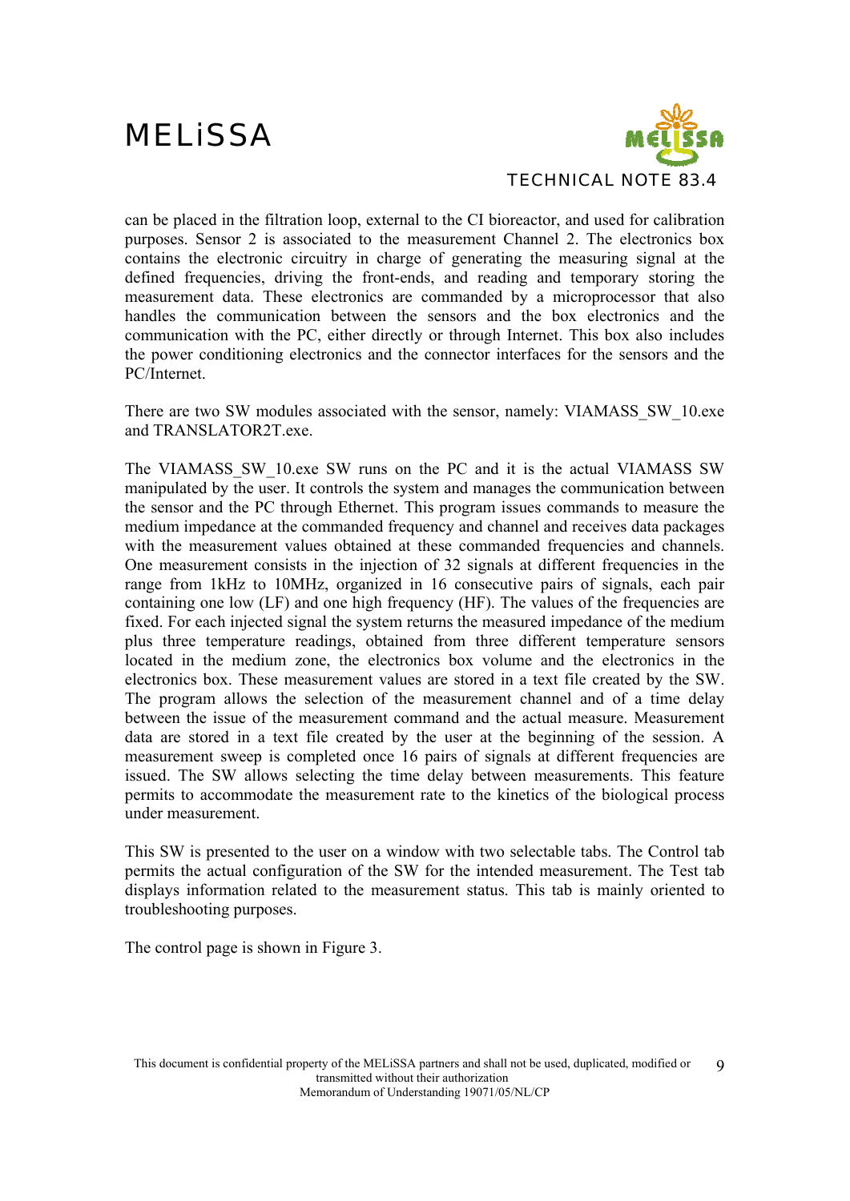can be placed in the filtration loop, external to the CI bioreactor, and used for calibration purposes. Sensor 2 is associated to the measurement Channel 2. The electronics box contains the electronic circuitry in charge of generating the measuring signal at the defined frequencies, driving the front-ends, and reading and temporary storing the measurement data. These electronics are commanded by a microprocessor that also handles the communication between the sensors and the box electronics and the communication with the PC, either directly or through Internet. This box also includes the power conditioning electronics and the connector interfaces for the sensors and the PC/Internet.

There are two SW modules associated with the sensor, namely: VIAMASS_SW_10.exe and TRANSLATOR2T.exe.

The VIAMASS_SW_10.exe SW runs on the PC and it is the actual VIAMASS SW manipulated by the user. It controls the system and manages the communication between the sensor and the PC through Ethernet. This program issues commands to measure the medium impedance at the commanded frequency and channel and receives data packages with the measurement values obtained at these commanded frequencies and channels. One measurement consists in the injection of 32 signals at different frequencies in the range from 1kHz to 10MHz, organized in 16 consecutive pairs of signals, each pair containing one low (LF) and one high frequency (HF). The values of the frequencies are fixed. For each injected signal the system returns the measured impedance of the medium plus three temperature readings, obtained from three different temperature sensors located in the medium zone, the electronics box volume and the electronics in the electronics box. These measurement values are stored in a text file created by the SW. The program allows the selection of the measurement channel and of a time delay between the issue of the measurement command and the actual measure. Measurement data are stored in a text file created by the user at the beginning of the session. A measurement sweep is completed once 16 pairs of signals at different frequencies are issued. The SW allows selecting the time delay between measurements. This feature permits to accommodate the measurement rate to the kinetics of the biological process under measurement.

This SW is presented to the user on a window with two selectable tabs. The Control tab permits the actual configuration of the SW for the intended measurement. The Test tab displays information related to the measurement status. This tab is mainly oriented to troubleshooting purposes.

The control page is shown in Figure 3.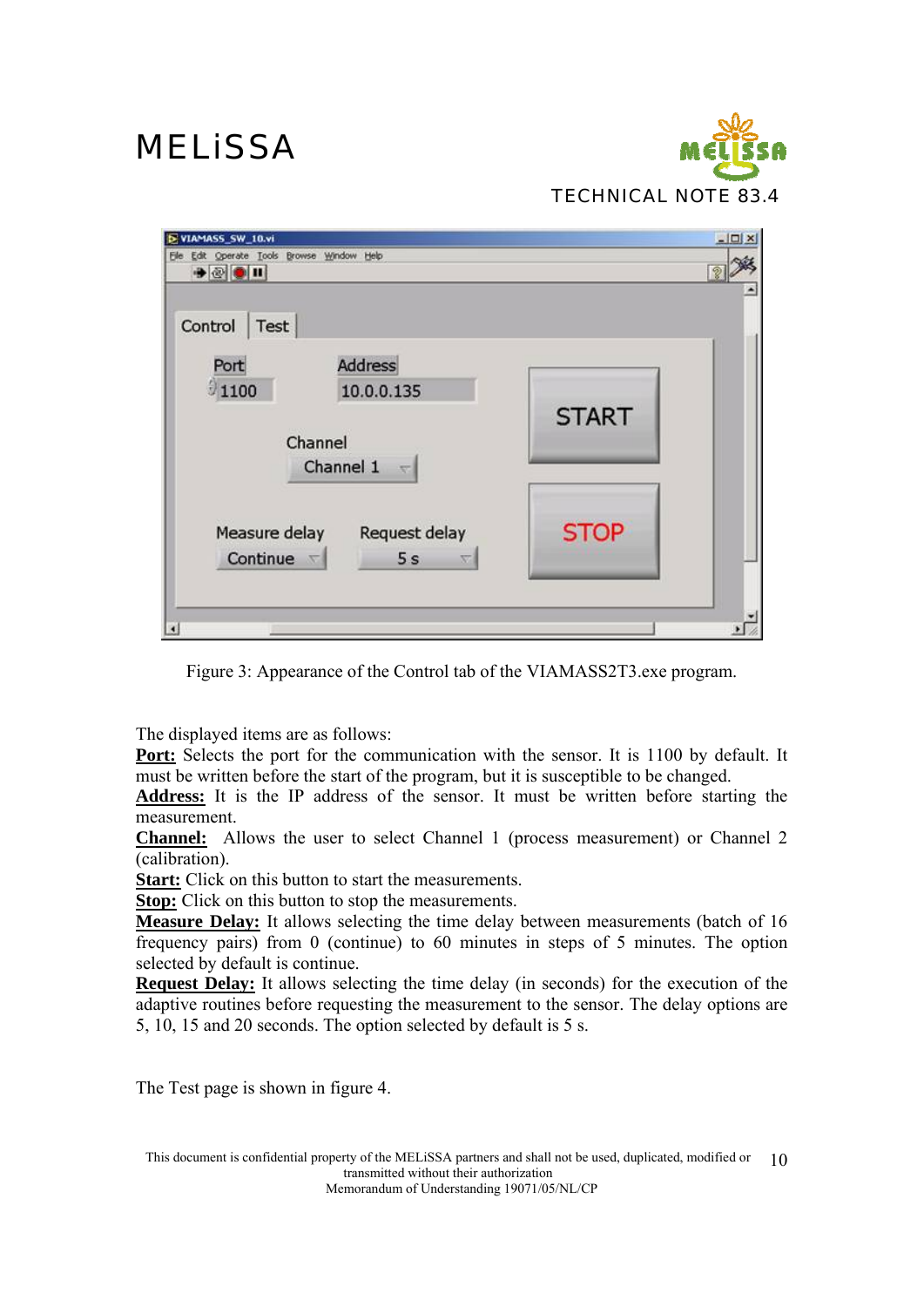Figure 3: Appearance of the Control tab of the VIAMASS2T3.exe program.

The displayed items are as follows:

**Port:** Selects the port for the communication with the sensor. It is 1100 by default. It must be written before the start of the program, but it is susceptible to be changed.

**Address:** It is the IP address of the sensor. It must be written before starting the measurement.

**Channel:** Allows the user to select Channel 1 (process measurement) or Channel 2 (calibration).

**Start:** Click on this button to start the measurements.

**Stop:** Click on this button to stop the measurements.

**Measure Delay:** It allows selecting the time delay between measurements (batch of 16 frequency pairs) from 0 (continue) to 60 minutes in steps of 5 minutes. The option selected by default is continue.

**Request Delay:** It allows selecting the time delay (in seconds) for the execution of the adaptive routines before requesting the measurement to the sensor. The delay options are 5, 10, 15 and 20 seconds. The option selected by default is 5 s.

The Test page is shown in figure 4.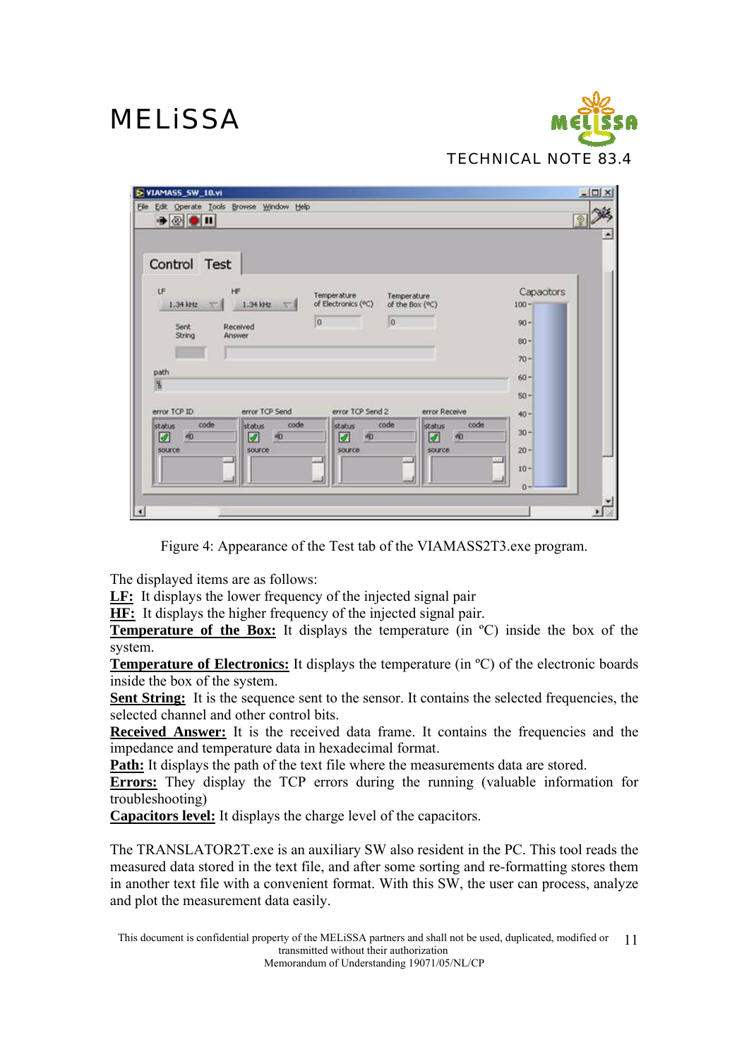Figure 4: Appearance of the Test tab of the VIAMASS2T3.exe program.

The displayed items are as follows:

**LF:** It displays the lower frequency of the injected signal pair

**HF:** It displays the higher frequency of the injected signal pair.

**Temperature of the Box:** It displays the temperature (in ºC) inside the box of the system.

**Temperature of Electronics:** It displays the temperature (in ºC) of the electronic boards inside the box of the system.

**Sent String:** It is the sequence sent to the sensor. It contains the selected frequencies, the selected channel and other control bits.

**Received Answer:** It is the received data frame. It contains the frequencies and the impedance and temperature data in hexadecimal format.

**Path:** It displays the path of the text file where the measurements data are stored.

**Errors:** They display the TCP errors during the running (valuable information for troubleshooting)

**Capacitors level:** It displays the charge level of the capacitors.

The TRANSLATOR2T.exe is an auxiliary SW also resident in the PC. This tool reads the measured data stored in the text file, and after some sorting and re-formatting stores them in another text file with a convenient format. With this SW, the user can process, analyze and plot the measurement data easily.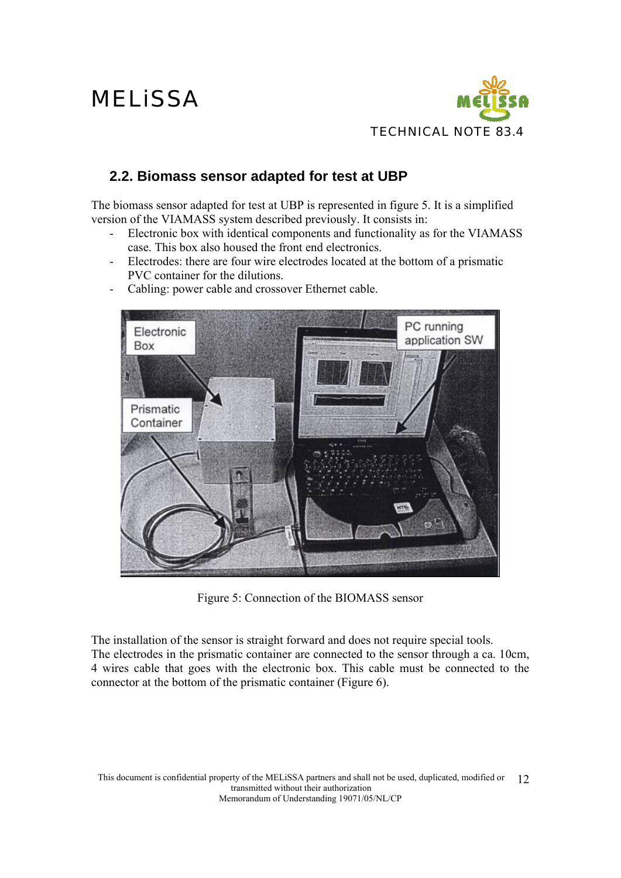## 2.2. Biomass sensor adapted for test at UBP

The biomass sensor adapted for test at UBP is represented in figure 5. It is a simplified version of the VIAMASS system described previously. It consists in:

- Electronic box with identical components and functionality as for the VIAMASS case. This box also housed the front end electronics.
- Electrodes: there are four wire electrodes located at the bottom of a prismatic PVC container for the dilutions.
- Cabling: power cable and crossover Ethernet cable.

Figure 5: Connection of the BIOMASS sensor

The installation of the sensor is straight forward and does not require special tools. The electrodes in the prismatic container are connected to the sensor through a ca. 10cm, 4 wires cable that goes with the electronic box. This cable must be connected to the connector at the bottom of the prismatic container (Figure 6).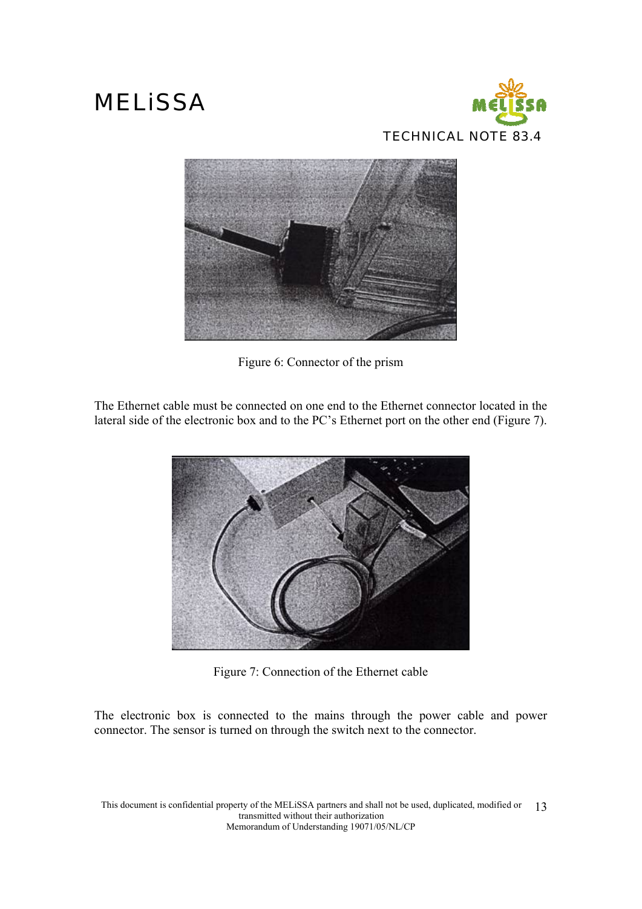Figure 6: Connector of the prism

The Ethernet cable must be connected on one end to the Ethernet connector located in the lateral side of the electronic box and to the PC's Ethernet port on the other end (Figure 7).

Figure 7: Connection of the Ethernet cable

The electronic box is connected to the mains through the power cable and power connector. The sensor is turned on through the switch next to the connector.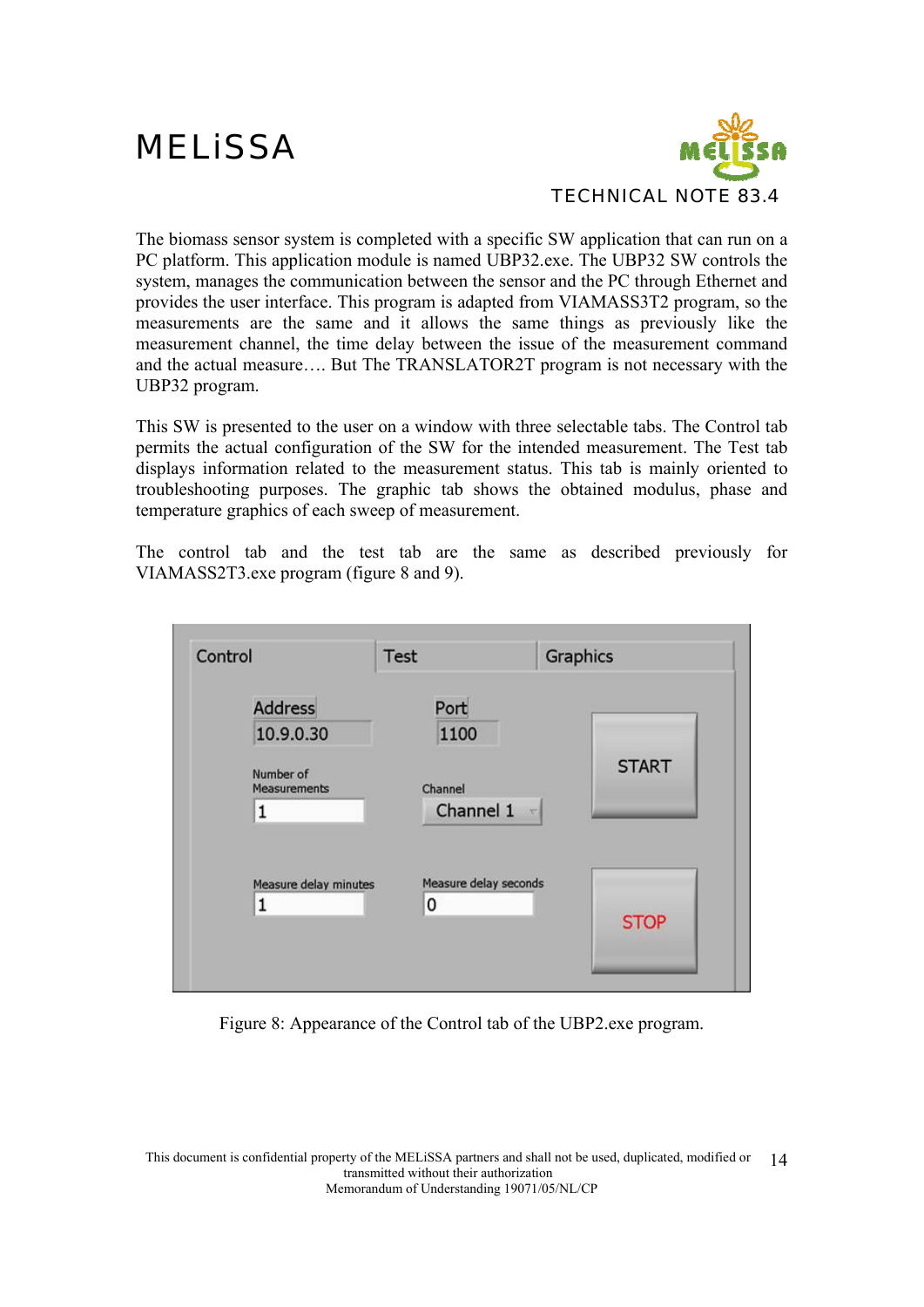The biomass sensor system is completed with a specific SW application that can run on a PC platform. This application module is named UBP32.exe. The UBP32 SW controls the system, manages the communication between the sensor and the PC through Ethernet and provides the user interface. This program is adapted from VIAMASS3T2 program, so the measurements are the same and it allows the same things as previously like the measurement channel, the time delay between the issue of the measurement command and the actual measure…. But The TRANSLATOR2T program is not necessary with the UBP32 program.

This SW is presented to the user on a window with three selectable tabs. The Control tab permits the actual configuration of the SW for the intended measurement. The Test tab displays information related to the measurement status. This tab is mainly oriented to troubleshooting purposes. The graphic tab shows the obtained modulus, phase and temperature graphics of each sweep of measurement.

The control tab and the test tab are the same as described previously for VIAMASS2T3.exe program (figure 8 and 9).

Figure 8: Appearance of the Control tab of the UBP2.exe program.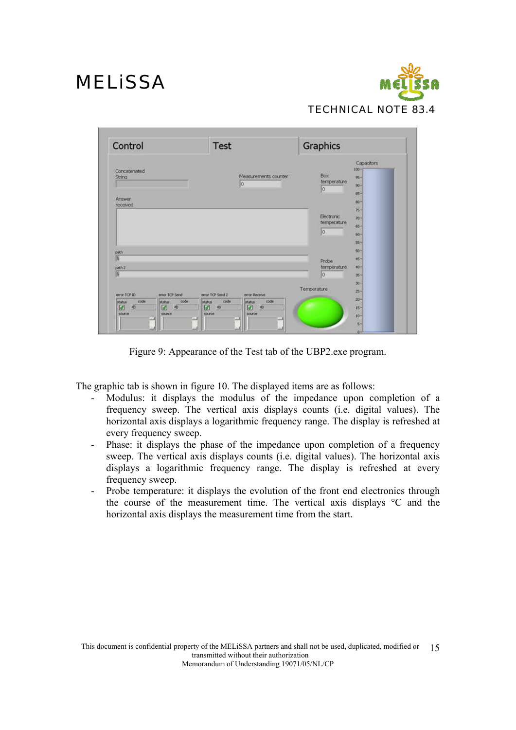Figure 9: Appearance of the Test tab of the UBP2.exe program.

The graphic tab is shown in figure 10. The displayed items are as follows:

- Modulus: it displays the modulus of the impedance upon completion of a frequency sweep. The vertical axis displays counts (i.e. digital values). The horizontal axis displays a logarithmic frequency range. The display is refreshed at every frequency sweep.
- Phase: it displays the phase of the impedance upon completion of a frequency sweep. The vertical axis displays counts (i.e. digital values). The horizontal axis displays a logarithmic frequency range. The display is refreshed at every frequency sweep.
- Probe temperature: it displays the evolution of the front end electronics through the course of the measurement time. The vertical axis displays °C and the horizontal axis displays the measurement time from the start.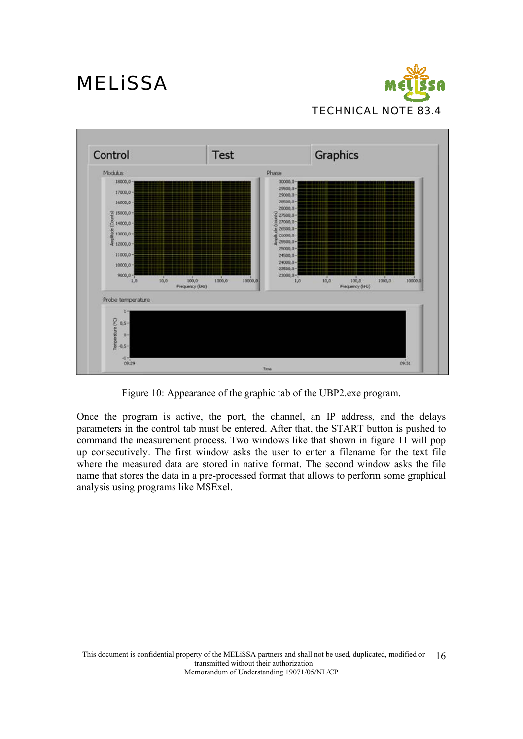Figure 10: Appearance of the graphic tab of the UBP2.exe program.

Once the program is active, the port, the channel, an IP address, and the delays parameters in the control tab must be entered. After that, the START button is pushed to command the measurement process. Two windows like that shown in figure 11 will pop up consecutively. The first window asks the user to enter a filename for the text file where the measured data are stored in native format. The second window asks the file name that stores the data in a pre-processed format that allows to perform some graphical analysis using programs like MSExel.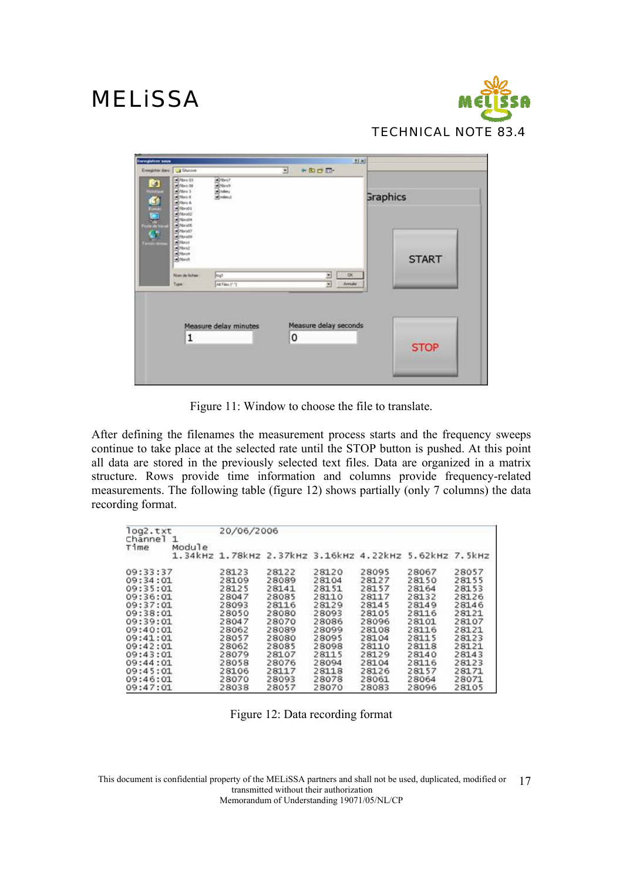Figure 11: Window to choose the file to translate.

After defining the filenames the measurement process starts and the frequency sweeps continue to take place at the selected rate until the STOP button is pushed. At this point all data are stored in the previously selected text files. Data are organized in a matrix structure. Rows provide time information and columns provide frequency-related measurements. The following table (figure 12) shows partially (only 7 columns) the data recording format.

| log2.txt | 20/06/2006 | | | | | | |
|---|---|---|---|---|---|---|---|
| Channel 1 | | | | | | | |
| Time | Module | | | | | | |
| | 1.34kHz | 1.78kHz | 2.37kHz | 3.16kHz | 4.22kHz | 5.62kHz | 7.5kHz |
| 09:33:37 | 28123 | 28122 | 28120 | 28095 | 28067 | 28057 | |
| 09:34:01 | 28109 | 28089 | 28104 | 28127 | 28150 | 28155 | |
| 09:35:01 | 28125 | 28141 | 28151 | 28157 | 28164 | 28153 | |
| 09:36:01 | 28047 | 28085 | 28110 | 28117 | 28132 | 28126 | |
| 09:37:01 | 28093 | 28116 | 28129 | 28145 | 28149 | 28146 | |
| 09:38:01 | 28050 | 28080 | 28093 | 28105 | 28116 | 28121 | |
| 09:39:01 | 28047 | 28070 | 28086 | 28096 | 28101 | 28107 | |
| 09:40:01 | 28062 | 28089 | 28099 | 28108 | 28116 | 28121 | |
| 09:41:01 | 28057 | 28080 | 28095 | 28104 | 28115 | 28123 | |
| 09:42:01 | 28062 | 28085 | 28098 | 28110 | 28118 | 28121 | |
| 09:43:01 | 28079 | 28107 | 28115 | 28129 | 28140 | 28143 | |
| 09:44:01 | 28058 | 28076 | 28094 | 28104 | 28116 | 28123 | |
| 09:45:01 | 28106 | 28117 | 28118 | 28126 | 28157 | 28171 | |
| 09:46:01 | 28070 | 28093 | 28078 | 28061 | 28064 | 28071 | |
| 09:47:01 | 28038 | 28057 | 28070 | 28083 | 28096 | 28105 | |

Figure 12: Data recording format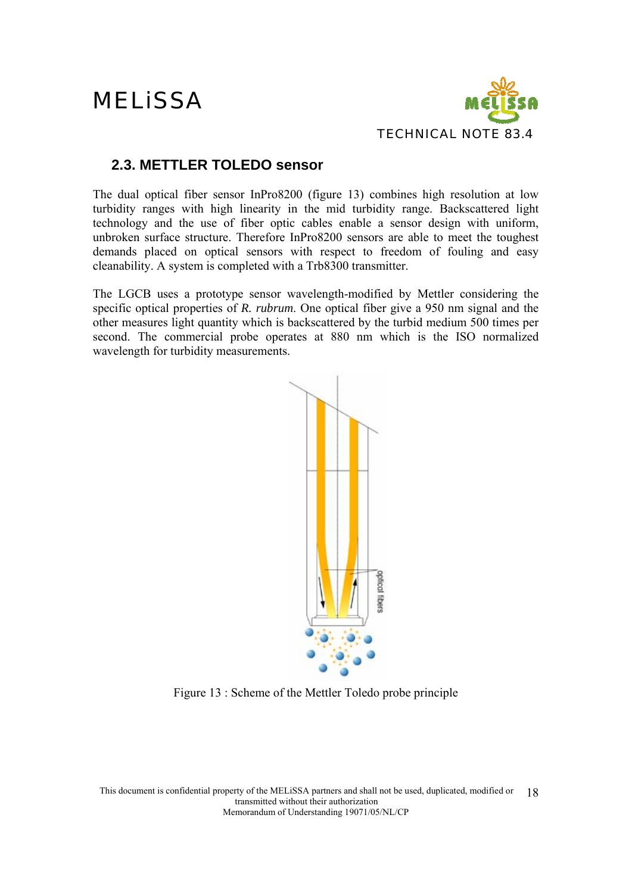## 2.3. METTLER TOLEDO sensor

The dual optical fiber sensor InPro8200 (figure 13) combines high resolution at low turbidity ranges with high linearity in the mid turbidity range. Backscattered light technology and the use of fiber optic cables enable a sensor design with uniform, unbroken surface structure. Therefore InPro8200 sensors are able to meet the toughest demands placed on optical sensors with respect to freedom of fouling and easy cleanability. A system is completed with a Trb8300 transmitter.

The LGCB uses a prototype sensor wavelength-modified by Mettler considering the specific optical properties of *R. rubrum*. One optical fiber give a 950 nm signal and the other measures light quantity which is backscattered by the turbid medium 500 times per second. The commercial probe operates at 880 nm which is the ISO normalized wavelength for turbidity measurements.

Figure 13 : Scheme of the Mettler Toledo probe principle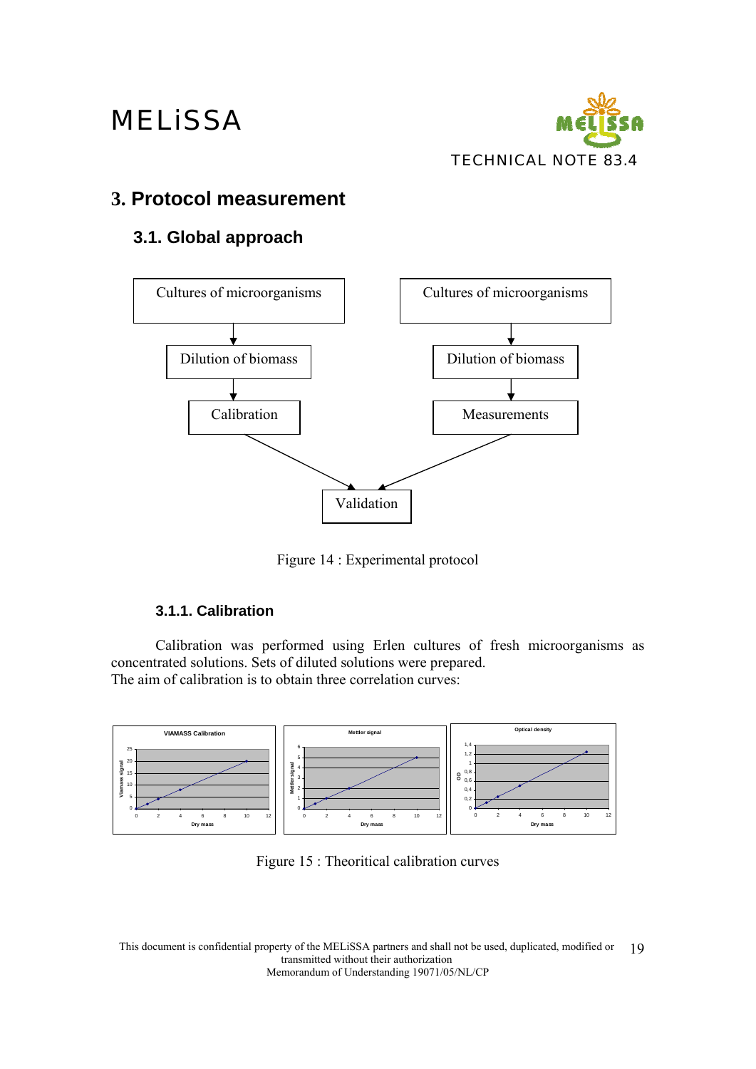# 3. Protocol measurement

## 3.1. Global approach

Figure 14 : Experimental protocol

### 3.1.1. Calibration

Calibration was performed using Erlen cultures of fresh microorganisms as concentrated solutions. Sets of diluted solutions were prepared.
The aim of calibration is to obtain three correlation curves:

Figure 15 : Theoritical calibration curves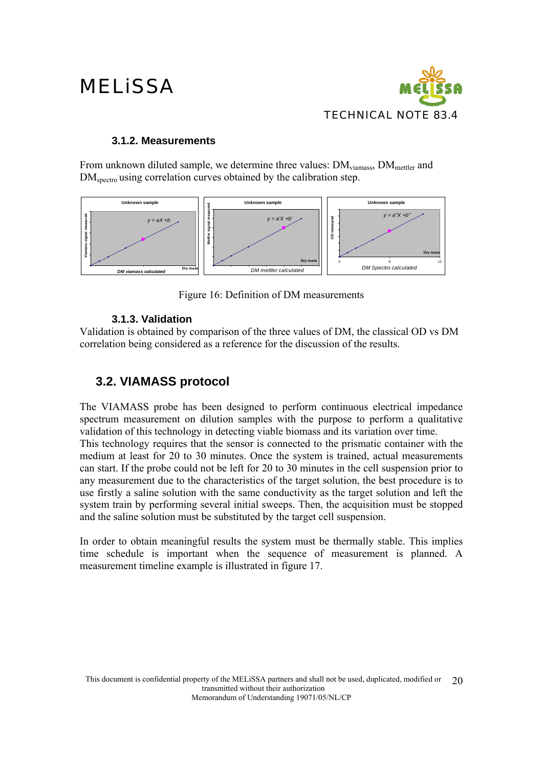### 3.1.2. Measurements

From unknown diluted sample, we determine three values: $DM_{viamass}$, $DM_{mettler}$ and $DM_{spectro}$ using correlation curves obtained by the calibration step.

Figure 16: Definition of DM measurements

### 3.1.3. Validation

Validation is obtained by comparison of the three values of DM, the classical OD vs DM correlation being considered as a reference for the discussion of the results.

## 3.2. VIAMASS protocol

The VIAMASS probe has been designed to perform continuous electrical impedance spectrum measurement on dilution samples with the purpose to perform a qualitative validation of this technology in detecting viable biomass and its variation over time.
This technology requires that the sensor is connected to the prismatic container with the medium at least for 20 to 30 minutes. Once the system is trained, actual measurements can start. If the probe could not be left for 20 to 30 minutes in the cell suspension prior to any measurement due to the characteristics of the target solution, the best procedure is to use firstly a saline solution with the same conductivity as the target solution and left the system train by performing several initial sweeps. Then, the acquisition must be stopped and the saline solution must be substituted by the target cell suspension.

In order to obtain meaningful results the system must be thermally stable. This implies time schedule is important when the sequence of measurement is planned. A measurement timeline example is illustrated in figure 17.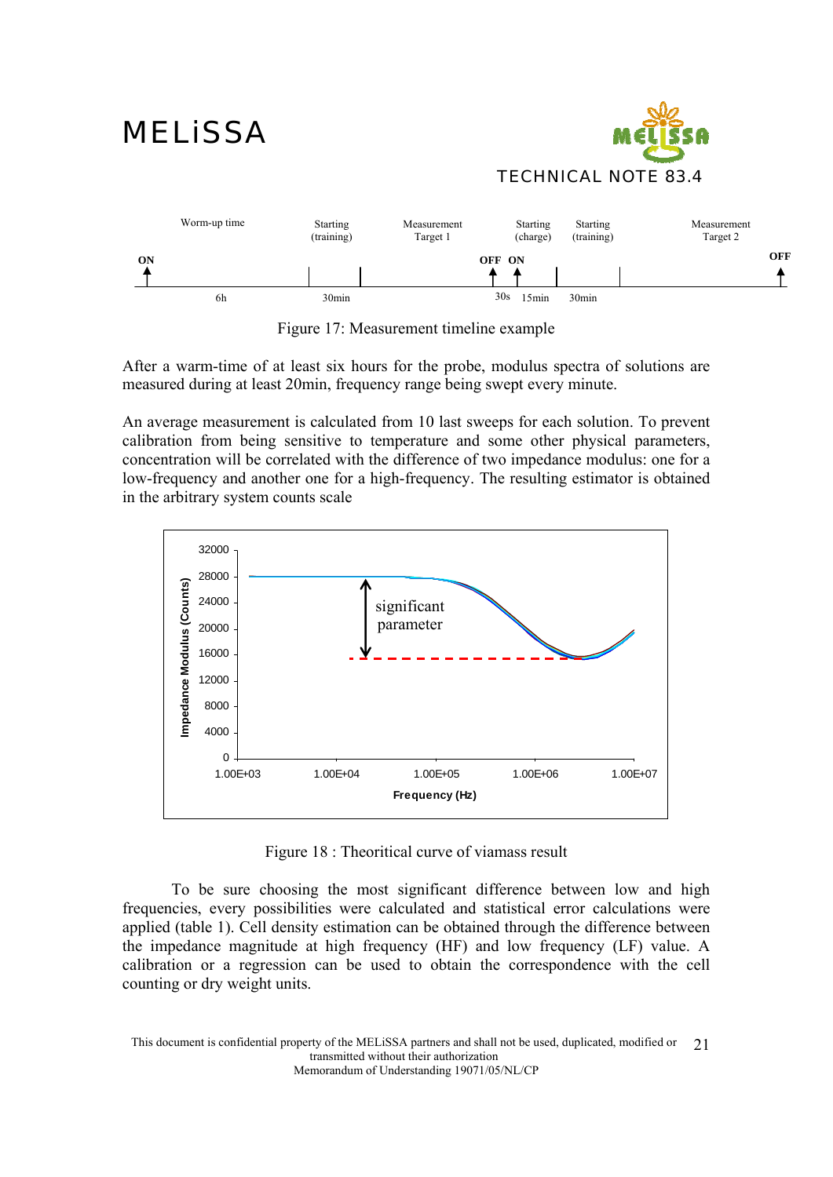Figure 17: Measurement timeline example

After a warm-time of at least six hours for the probe, modulus spectra of solutions are measured during at least 20min, frequency range being swept every minute.

An average measurement is calculated from 10 last sweeps for each solution. To prevent calibration from being sensitive to temperature and some other physical parameters, concentration will be correlated with the difference of two impedance modulus: one for a low-frequency and another one for a high-frequency. The resulting estimator is obtained in the arbitrary system counts scale

Figure 18 : Theoritical curve of viamass result

To be sure choosing the most significant difference between low and high frequencies, every possibilities were calculated and statistical error calculations were applied (table 1). Cell density estimation can be obtained through the difference between the impedance magnitude at high frequency (HF) and low frequency (LF) value. A calibration or a regression can be used to obtain the correspondence with the cell counting or dry weight units.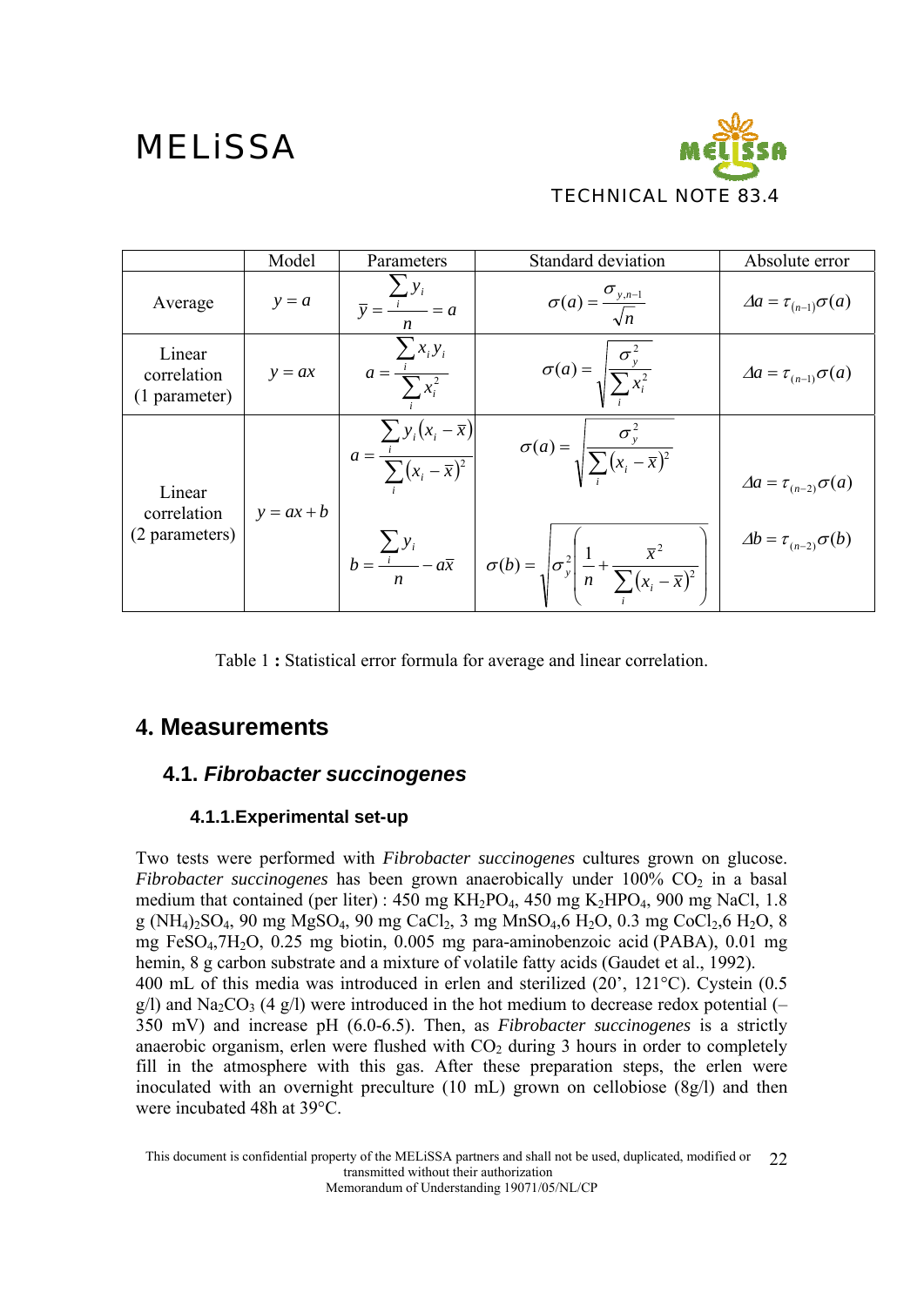|  | Model | Parameters | Standard deviation | Absolute error |
|---|---|---|---|---|
| Average | $y = a$ | $\overline{y} = \frac{\sum_i y_i}{n} = a$ | $\sigma(a) = \frac{\sigma_{y,n-1}}{\sqrt{n}}$ | $\Delta a = \tau_{(n-1)}\sigma(a)$ |
| Linear correlation (1 parameter) | $y = ax$ | $a = \frac{\sum_i x_i y_i}{\sum_i x_i^2}$ | $\sigma(a) = \sqrt{\frac{\sigma_y^2}{\sum_i x_i^2}}$ | $\Delta a = \tau_{(n-1)}\sigma(a)$ |
| Linear correlation (2 parameters) | $y = ax + b$ | $a = \frac{\sum_i y_i (x_i - \overline{x})}{\sum_i (x_i - \overline{x})^2}$ | $\sigma(a) = \sqrt{\frac{\sigma_y^2}{\sum_i (x_i - \overline{x})^2}}$ | $\Delta a = \tau_{(n-2)}\sigma(a)$ |
|  |  | $b = \frac{\sum_i y_i}{n} - a\overline{x}$ | $\sigma(b) = \sqrt{\sigma_y^2 \left( \frac{1}{n} + \frac{\overline{x}^2}{\sum_i (x_i - \overline{x})^2} \right)}$ | $\Delta b = \tau_{(n-2)}\sigma(b)$ |

Table 1 **:** Statistical error formula for average and linear correlation.

# 4. Measurements

## 4.1. *Fibrobacter succinogenes*

### 4.1.1.Experimental set-up

Two tests were performed with *Fibrobacter succinogenes* cultures grown on glucose. *Fibrobacter succinogenes* has been grown anaerobically under 100% $CO_2$ in a basal medium that contained (per liter) : 450 mg $KH_2PO_4$, 450 mg $K_2HPO_4$, 900 mg NaCl, 1.8 g $(NH_4)_2SO_4$, 90 mg $MgSO_4$, 90 mg $CaCl_2$, 3 mg $MnSO_4$,6 $H_2O$, 0.3 mg $CoCl_2$,6 $H_2O$, 8 mg $FeSO_4$,7$H_2O$, 0.25 mg biotin, 0.005 mg para-aminobenzoic acid (PABA), 0.01 mg hemin, 8 g carbon substrate and a mixture of volatile fatty acids (Gaudet et al., 1992).
400 mL of this media was introduced in erlen and sterilized (20', 121°C). Cystein (0.5 g/l) and $Na_2CO_3$ (4 g/l) were introduced in the hot medium to decrease redox potential (–350 mV) and increase pH (6.0-6.5). Then, as *Fibrobacter succinogenes* is a strictly anaerobic organism, erlen were flushed with $CO_2$ during 3 hours in order to completely fill in the atmosphere with this gas. After these preparation steps, the erlen were inoculated with an overnight preculture (10 mL) grown on cellobiose (8g/l) and then were incubated 48h at 39°C.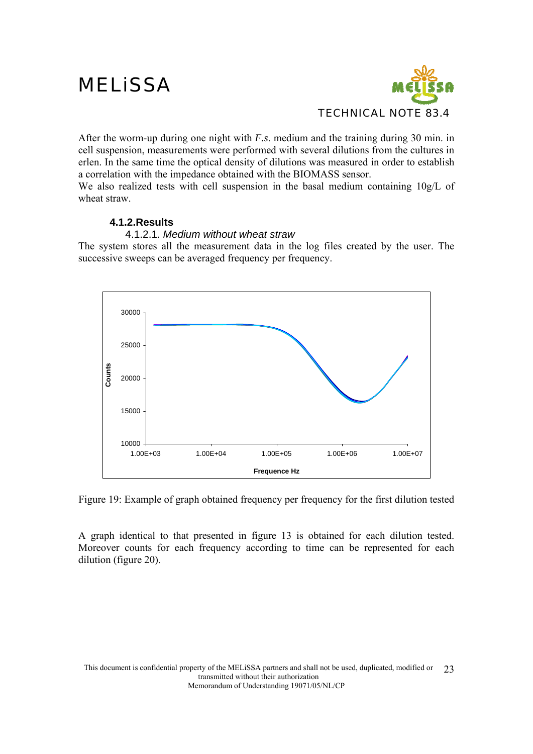After the worm-up during one night with *F.s.* medium and the training during 30 min. in cell suspension, measurements were performed with several dilutions from the cultures in erlen. In the same time the optical density of dilutions was measured in order to establish a correlation with the impedance obtained with the BIOMASS sensor.

We also realized tests with cell suspension in the basal medium containing 10g/L of wheat straw.

### 4.1.2. Results

#### 4.1.2.1. *Medium without wheat straw*

The system stores all the measurement data in the log files created by the user. The successive sweeps can be averaged frequency per frequency.

Figure 19: Example of graph obtained frequency per frequency for the first dilution tested

A graph identical to that presented in figure 13 is obtained for each dilution tested. Moreover counts for each frequency according to time can be represented for each dilution (figure 20).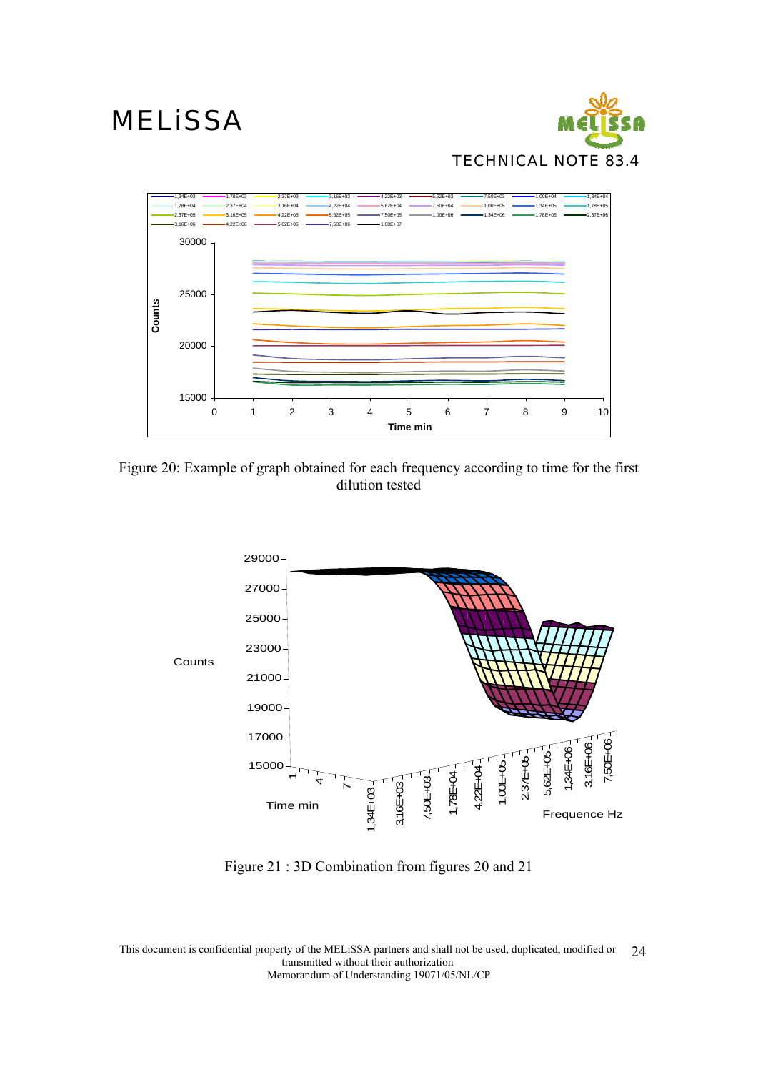Figure 20: Example of graph obtained for each frequency according to time for the first dilution tested

Figure 21 : 3D Combination from figures 20 and 21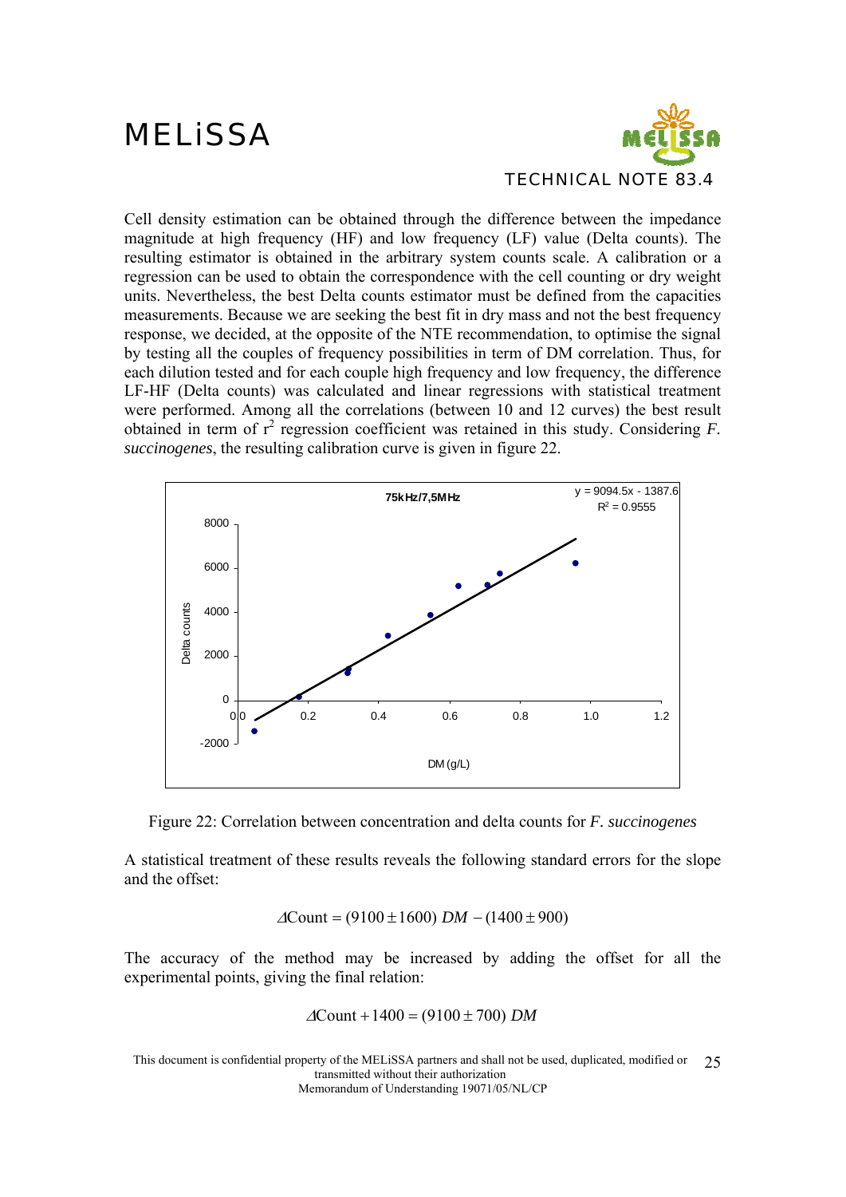Cell density estimation can be obtained through the difference between the impedance magnitude at high frequency (HF) and low frequency (LF) value (Delta counts). The resulting estimator is obtained in the arbitrary system counts scale. A calibration or a regression can be used to obtain the correspondence with the cell counting or dry weight units. Nevertheless, the best Delta counts estimator must be defined from the capacities measurements. Because we are seeking the best fit in dry mass and not the best frequency response, we decided, at the opposite of the NTE recommendation, to optimise the signal by testing all the couples of frequency possibilities in term of DM correlation. Thus, for each dilution tested and for each couple high frequency and low frequency, the difference LF-HF (Delta counts) was calculated and linear regressions with statistical treatment were performed. Among all the correlations (between 10 and 12 curves) the best result obtained in term of $r^2$ regression coefficient was retained in this study. Considering *F. succinogenes*, the resulting calibration curve is given in figure 22.

Figure 22: Correlation between concentration and delta counts for *F. succinogenes*

A statistical treatment of these results reveals the following standard errors for the slope and the offset:

$$\Delta \text{Count} = (9100 \pm 1600)\ DM - (1400 \pm 900)$$

The accuracy of the method may be increased by adding the offset for all the experimental points, giving the final relation:

$$\Delta \text{Count} + 1400 = (9100 \pm 700)\ DM$$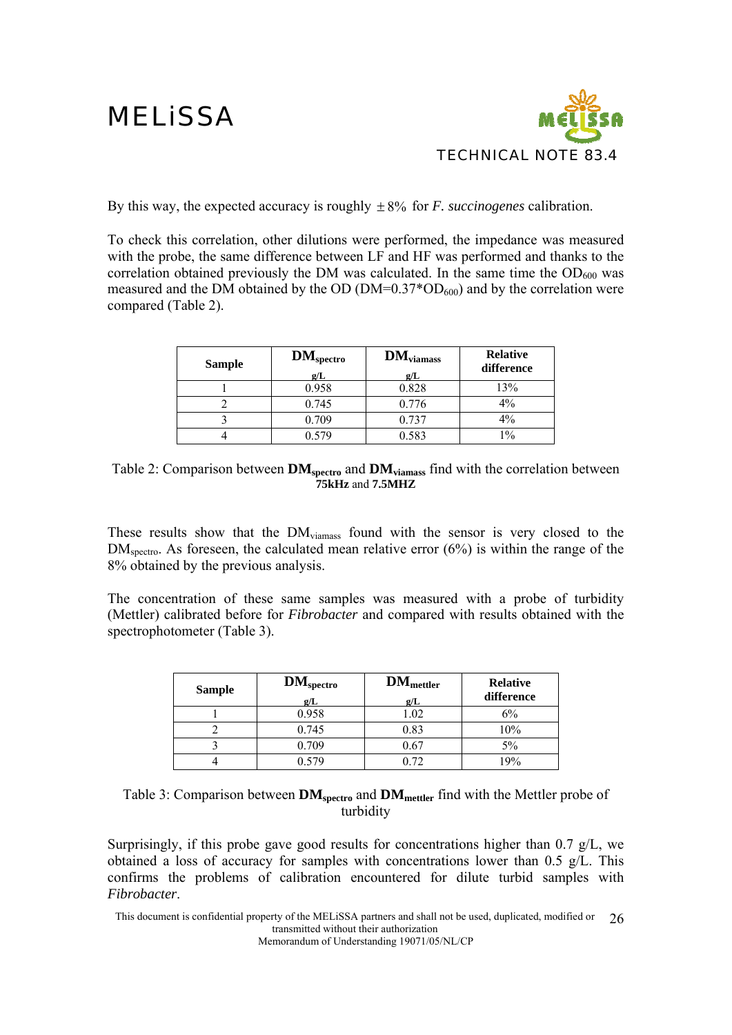By this way, the expected accuracy is roughly $\pm 8\%$ for *F. succinogenes* calibration.

To check this correlation, other dilutions were performed, the impedance was measured with the probe, the same difference between LF and HF was performed and thanks to the correlation obtained previously the DM was calculated. In the same time the $OD_{600}$ was measured and the DM obtained by the OD ($DM=0.37*OD_{600}$) and by the correlation were compared (Table 2).

| Sample | $DM_{spectro}$ g/L | $DM_{viamass}$ g/L | Relative difference |
|---|---|---|---|
| 1 | 0.958 | 0.828 | 13% |
| 2 | 0.745 | 0.776 | 4% |
| 3 | 0.709 | 0.737 | 4% |
| 4 | 0.579 | 0.583 | 1% |

Table 2: Comparison between $\mathbf{DM_{spectro}}$ and $\mathbf{DM_{viamass}}$ find with the correlation between **75kHz** and **7.5MHZ**

These results show that the $DM_{viamass}$ found with the sensor is very closed to the $DM_{spectro}$. As foreseen, the calculated mean relative error (6%) is within the range of the 8% obtained by the previous analysis.

The concentration of these same samples was measured with a probe of turbidity (Mettler) calibrated before for *Fibrobacter* and compared with results obtained with the spectrophotometer (Table 3).

| Sample | $DM_{spectro}$ g/L | $DM_{mettler}$ g/L | Relative difference |
|---|---|---|---|
| 1 | 0.958 | 1.02 | 6% |
| 2 | 0.745 | 0.83 | 10% |
| 3 | 0.709 | 0.67 | 5% |
| 4 | 0.579 | 0.72 | 19% |

Table 3: Comparison between $\mathbf{DM_{spectro}}$ and $\mathbf{DM_{mettler}}$ find with the Mettler probe of turbidity

Surprisingly, if this probe gave good results for concentrations higher than 0.7 g/L, we obtained a loss of accuracy for samples with concentrations lower than 0.5 g/L. This confirms the problems of calibration encountered for dilute turbid samples with *Fibrobacter*.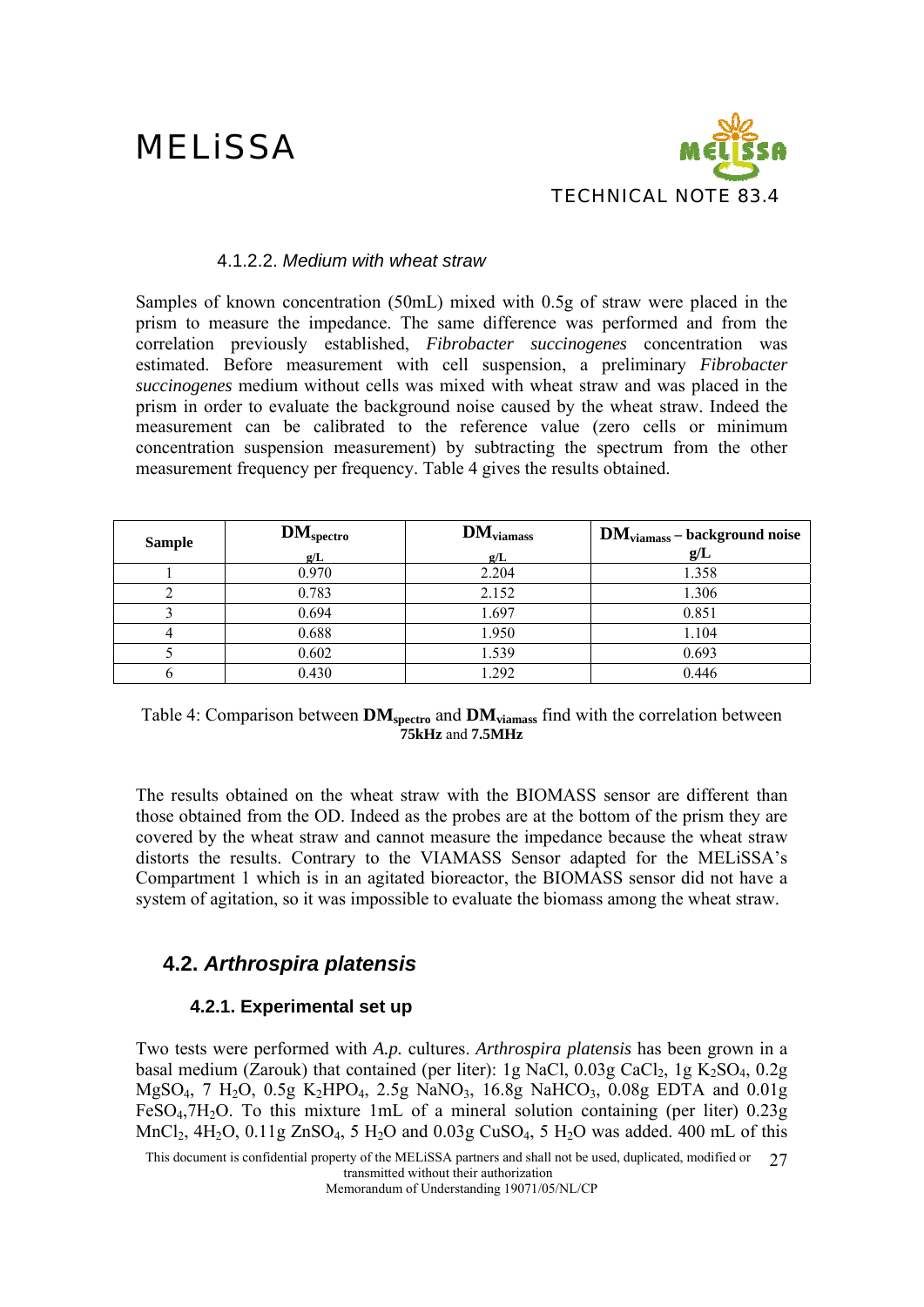#### 4.1.2.2. *Medium with wheat straw*

Samples of known concentration (50mL) mixed with 0.5g of straw were placed in the prism to measure the impedance. The same difference was performed and from the correlation previously established, *Fibrobacter succinogenes* concentration was estimated. Before measurement with cell suspension, a preliminary *Fibrobacter succinogenes* medium without cells was mixed with wheat straw and was placed in the prism in order to evaluate the background noise caused by the wheat straw. Indeed the measurement can be calibrated to the reference value (zero cells or minimum concentration suspension measurement) by subtracting the spectrum from the other measurement frequency per frequency. Table 4 gives the results obtained.

| Sample | $DM_{spectro}$ g/L | $DM_{viamass}$ g/L | $DM_{viamass}$ – background noise g/L |
|---|---|---|---|
| 1 | 0.970 | 2.204 | 1.358 |
| 2 | 0.783 | 2.152 | 1.306 |
| 3 | 0.694 | 1.697 | 0.851 |
| 4 | 0.688 | 1.950 | 1.104 |
| 5 | 0.602 | 1.539 | 0.693 |
| 6 | 0.430 | 1.292 | 0.446 |

Table 4: Comparison between $DM_{spectro}$ and $DM_{viamass}$ find with the correlation between **75kHz** and **7.5MHz**

The results obtained on the wheat straw with the BIOMASS sensor are different than those obtained from the OD. Indeed as the probes are at the bottom of the prism they are covered by the wheat straw and cannot measure the impedance because the wheat straw distorts the results. Contrary to the VIAMASS Sensor adapted for the MELiSSA's Compartment 1 which is in an agitated bioreactor, the BIOMASS sensor did not have a system of agitation, so it was impossible to evaluate the biomass among the wheat straw.

## 4.2. *Arthrospira platensis*

### 4.2.1. Experimental set up

Two tests were performed with *A.p.* cultures. *Arthrospira platensis* has been grown in a basal medium (Zarouk) that contained (per liter): 1g NaCl, 0.03g $CaCl_2$, 1g $K_2SO_4$, 0.2g $MgSO_4$, 7 $H_2O$, 0.5g $K_2HPO_4$, 2.5g $NaNO_3$, 16.8g $NaHCO_3$, 0.08g EDTA and 0.01g $FeSO_4$,7$H_2O$. To this mixture 1mL of a mineral solution containing (per liter) 0.23g $MnCl_2$, 4$H_2O$, 0.11g $ZnSO_4$, 5 $H_2O$ and 0.03g $CuSO_4$, 5 $H_2O$ was added. 400 mL of this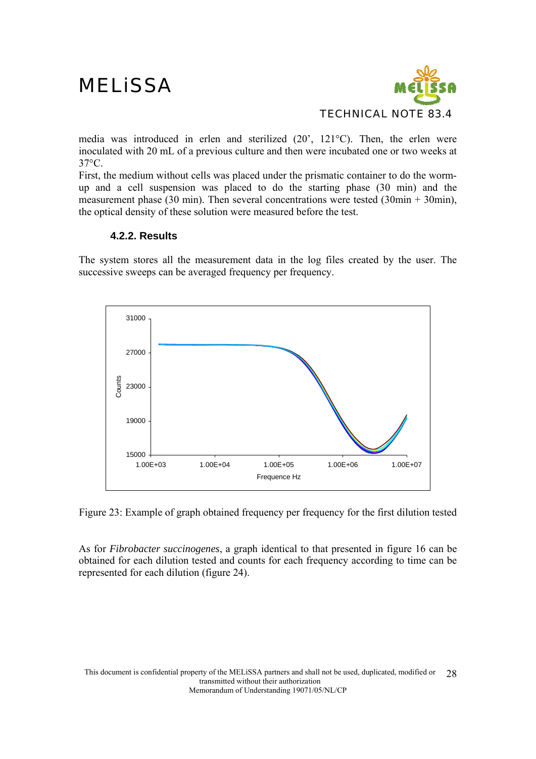media was introduced in erlen and sterilized (20', 121°C). Then, the erlen were inoculated with 20 mL of a previous culture and then were incubated one or two weeks at 37°C.

First, the medium without cells was placed under the prismatic container to do the worm-up and a cell suspension was placed to do the starting phase (30 min) and the measurement phase (30 min). Then several concentrations were tested (30min + 30min), the optical density of these solution were measured before the test.

#### 4.2.2. Results

The system stores all the measurement data in the log files created by the user. The successive sweeps can be averaged frequency per frequency.

Figure 23: Example of graph obtained frequency per frequency for the first dilution tested

As for *Fibrobacter succinogenes*, a graph identical to that presented in figure 16 can be obtained for each dilution tested and counts for each frequency according to time can be represented for each dilution (figure 24).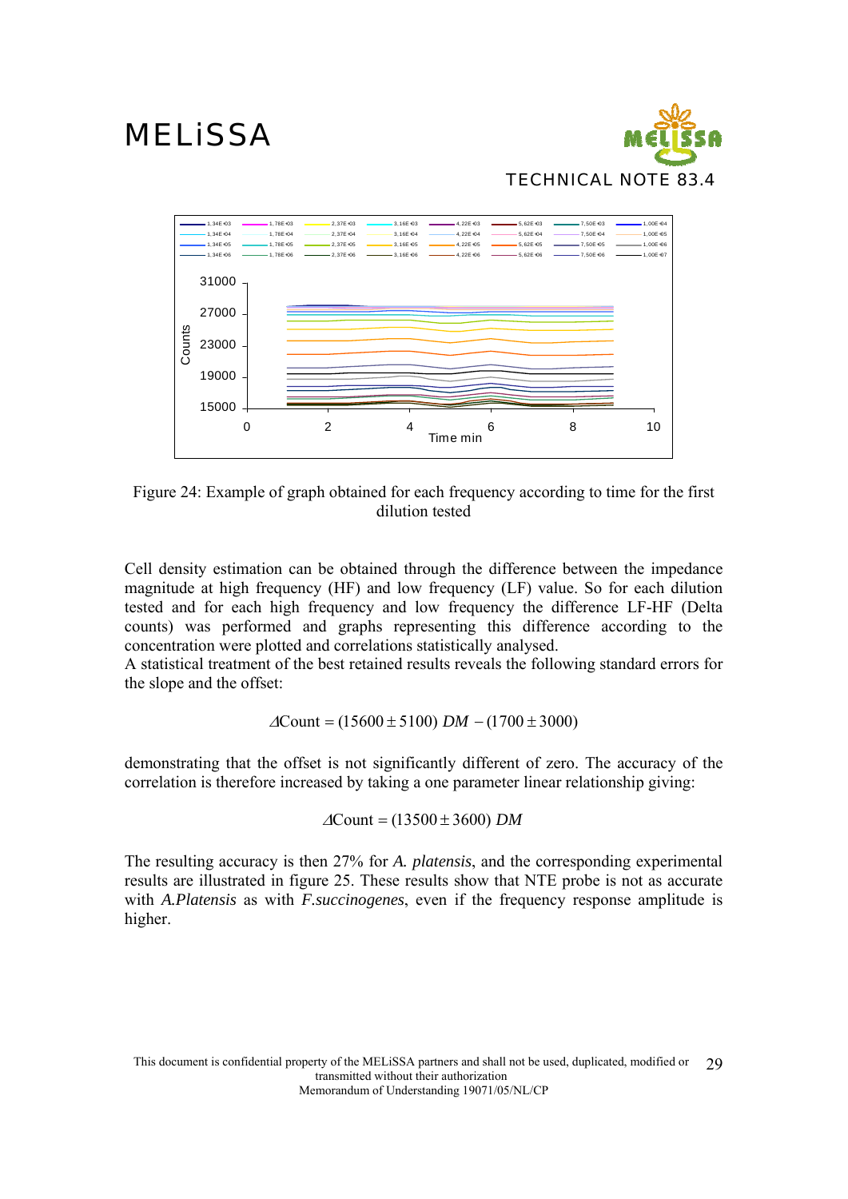Figure 24: Example of graph obtained for each frequency according to time for the first dilution tested

Cell density estimation can be obtained through the difference between the impedance magnitude at high frequency (HF) and low frequency (LF) value. So for each dilution tested and for each high frequency and low frequency the difference LF-HF (Delta counts) was performed and graphs representing this difference according to the concentration were plotted and correlations statistically analysed.
A statistical treatment of the best retained results reveals the following standard errors for the slope and the offset:

$$\Delta\text{Count} = (15600 \pm 5100)\ DM\ - (1700 \pm 3000)$$

demonstrating that the offset is not significantly different of zero. The accuracy of the correlation is therefore increased by taking a one parameter linear relationship giving:

$$\Delta\text{Count} = (13500 \pm 3600)\ DM$$

The resulting accuracy is then 27% for *A. platensis*, and the corresponding experimental results are illustrated in figure 25. These results show that NTE probe is not as accurate with *A.Platensis* as with *F.succinogenes*, even if the frequency response amplitude is higher.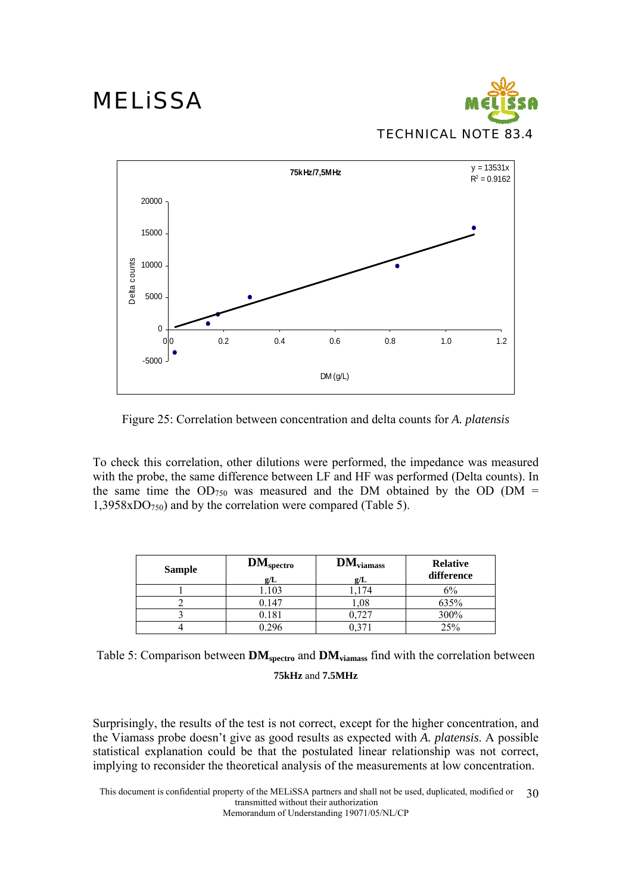Figure 25: Correlation between concentration and delta counts for *A. platensis*

To check this correlation, other dilutions were performed, the impedance was measured with the probe, the same difference between LF and HF was performed (Delta counts). In the same time the $OD_{750}$ was measured and the DM obtained by the OD ($DM = 1{,}3958 x DO_{750}$) and by the correlation were compared (Table 5).

| Sample | $DM_{spectro}$ g/L | $DM_{viamass}$ g/L | Relative difference |
|---|---|---|---|
| 1 | 1.103 | 1,174 | 6% |
| 2 | 0.147 | 1,08 | 635% |
| 3 | 0.181 | 0,727 | 300% |
| 4 | 0.296 | 0,371 | 25% |

Table 5: Comparison between $\mathbf{DM_{spectro}}$ and $\mathbf{DM_{viamass}}$ find with the correlation between **75kHz** and **7.5MHz**

Surprisingly, the results of the test is not correct, except for the higher concentration, and the Viamass probe doesn't give as good results as expected with *A. platensis.* A possible statistical explanation could be that the postulated linear relationship was not correct, implying to reconsider the theoretical analysis of the measurements at low concentration.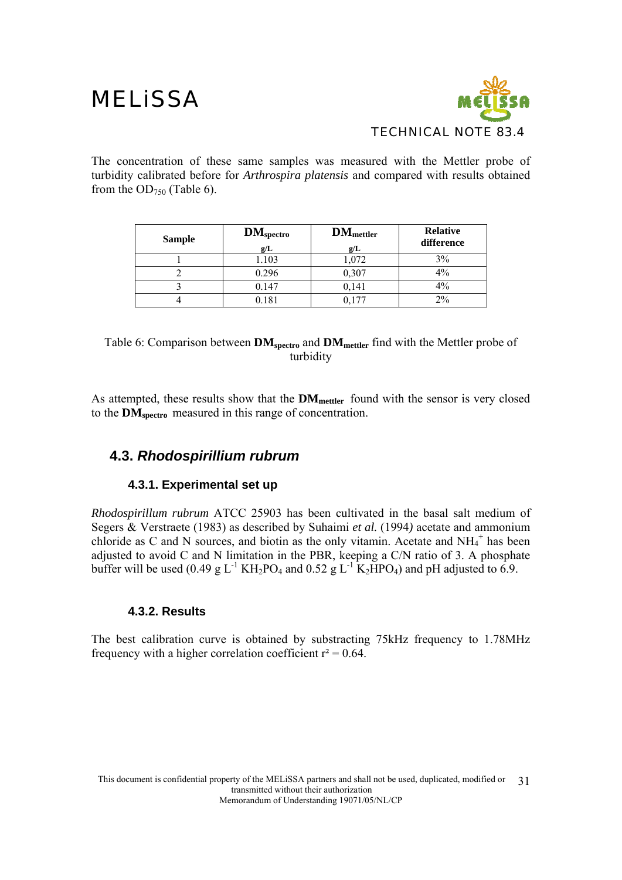The concentration of these same samples was measured with the Mettler probe of turbidity calibrated before for *Arthrospira platensis* and compared with results obtained from the $OD_{750}$ (Table 6).

| Sample | $DM_{spectro}$ g/L | $DM_{mettler}$ g/L | Relative difference |
|---|---|---|---|
| 1 | 1.103 | 1,072 | 3% |
| 2 | 0.296 | 0,307 | 4% |
| 3 | 0.147 | 0,141 | 4% |
| 4 | 0.181 | 0,177 | 2% |

Table 6: Comparison between $\mathbf{DM_{spectro}}$ and $\mathbf{DM_{mettler}}$ find with the Mettler probe of turbidity

As attempted, these results show that the $\mathbf{DM_{mettler}}$ found with the sensor is very closed to the $\mathbf{DM_{spectro}}$ measured in this range of concentration.

## 4.3. *Rhodospirillium rubrum*

### 4.3.1. Experimental set up

*Rhodospirillum rubrum* ATCC 25903 has been cultivated in the basal salt medium of Segers & Verstraete (1983) as described by Suhaimi *et al.* (1994*)* acetate and ammonium chloride as C and N sources, and biotin as the only vitamin. Acetate and $NH_4^+$ has been adjusted to avoid C and N limitation in the PBR, keeping a C/N ratio of 3. A phosphate buffer will be used (0.49 g $L^{-1}$ $KH_2PO_4$ and 0.52 g $L^{-1}$ $K_2HPO_4$) and pH adjusted to 6.9.

### 4.3.2. Results

The best calibration curve is obtained by substracting 75kHz frequency to 1.78MHz frequency with a higher correlation coefficient $r^2 = 0.64$.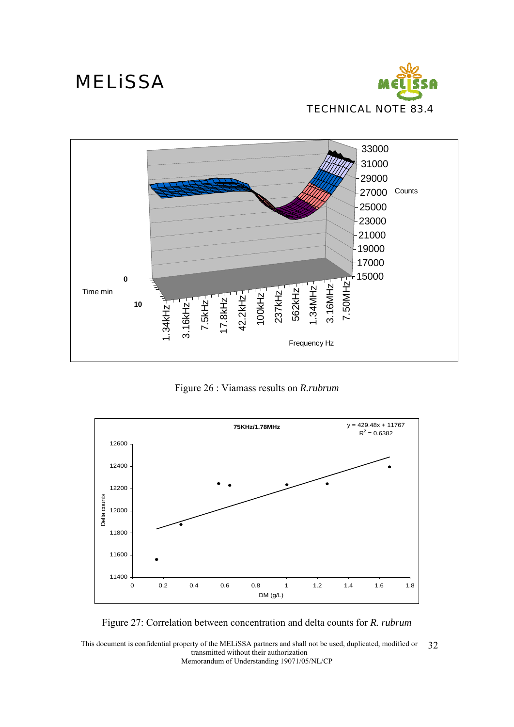Figure 26 : Viamass results on *R.rubrum*

Figure 27: Correlation between concentration and delta counts for *R. rubrum*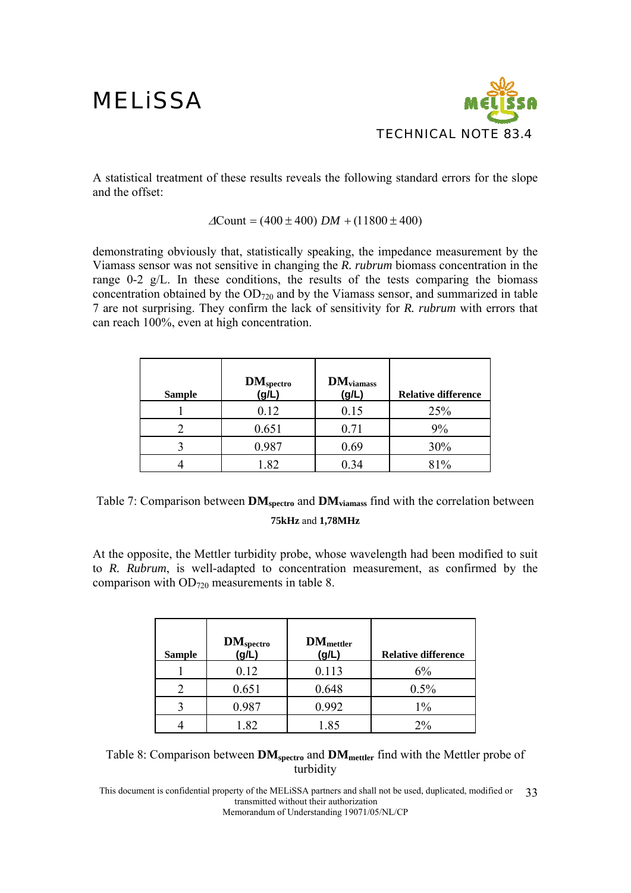A statistical treatment of these results reveals the following standard errors for the slope and the offset:

$$\Delta \text{Count} = (400 \pm 400)\ DM + (11800 \pm 400)$$

demonstrating obviously that, statistically speaking, the impedance measurement by the Viamass sensor was not sensitive in changing the *R. rubrum* biomass concentration in the range 0-2 g/L. In these conditions, the results of the tests comparing the biomass concentration obtained by the $OD_{720}$ and by the Viamass sensor, and summarized in table 7 are not surprising. They confirm the lack of sensitivity for *R. rubrum* with errors that can reach 100%, even at high concentration.

| Sample | $DM_{spectro}$ (g/L) | $DM_{viamass}$ (g/L) | Relative difference |
|---|---|---|---|
| 1 | 0.12 | 0.15 | 25% |
| 2 | 0.651 | 0.71 | 9% |
| 3 | 0.987 | 0.69 | 30% |
| 4 | 1.82 | 0.34 | 81% |

Table 7: Comparison between $DM_{spectro}$ and $DM_{viamass}$ find with the correlation between **75kHz** and **1,78MHz**

At the opposite, the Mettler turbidity probe, whose wavelength had been modified to suit to *R. Rubrum*, is well-adapted to concentration measurement, as confirmed by the comparison with $OD_{720}$ measurements in table 8.

| Sample | $DM_{spectro}$ (g/L) | $DM_{mettler}$ (g/L) | Relative difference |
|---|---|---|---|
| 1 | 0.12 | 0.113 | 6% |
| 2 | 0.651 | 0.648 | 0.5% |
| 3 | 0.987 | 0.992 | 1% |
| 4 | 1.82 | 1.85 | 2% |

Table 8: Comparison between $DM_{spectro}$ and $DM_{mettler}$ find with the Mettler probe of turbidity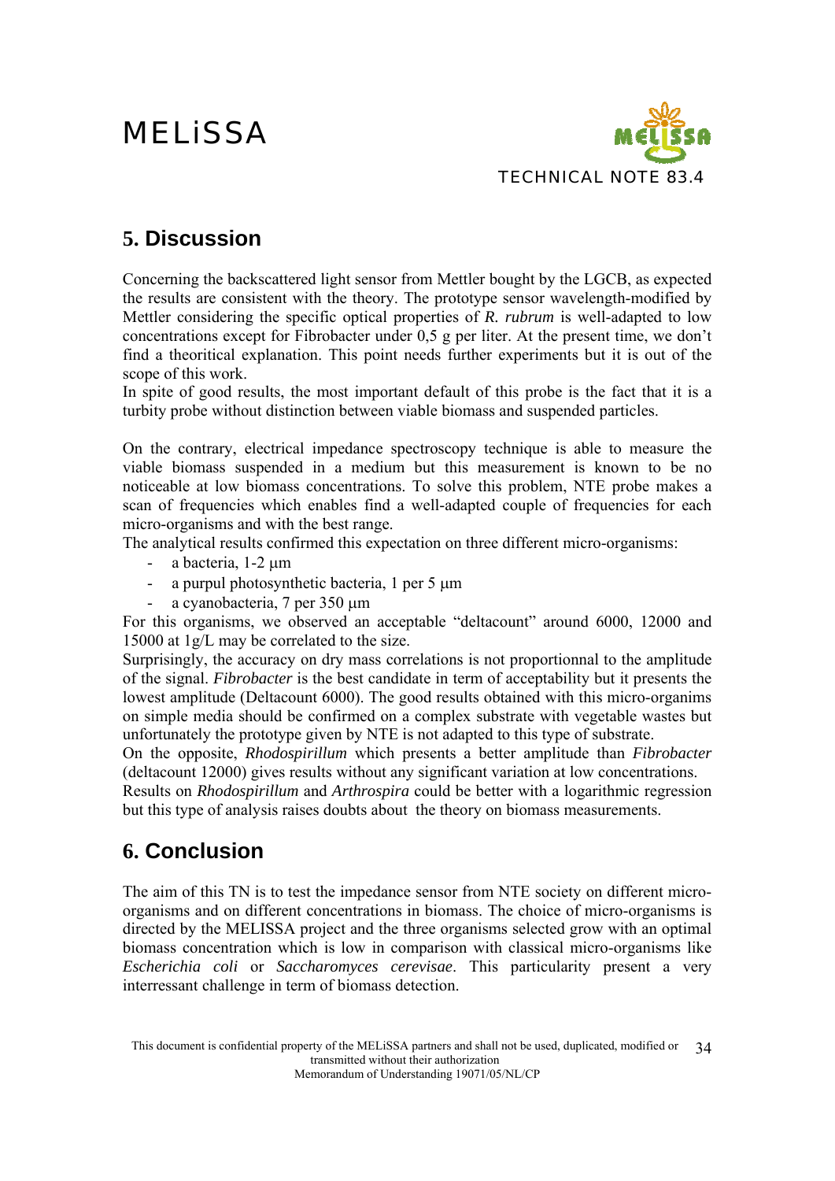## 5. Discussion

Concerning the backscattered light sensor from Mettler bought by the LGCB, as expected the results are consistent with the theory. The prototype sensor wavelength-modified by Mettler considering the specific optical properties of *R. rubrum* is well-adapted to low concentrations except for Fibrobacter under 0,5 g per liter. At the present time, we don't find a theoritical explanation. This point needs further experiments but it is out of the scope of this work.
In spite of good results, the most important default of this probe is the fact that it is a turbity probe without distinction between viable biomass and suspended particles.

On the contrary, electrical impedance spectroscopy technique is able to measure the viable biomass suspended in a medium but this measurement is known to be no noticeable at low biomass concentrations. To solve this problem, NTE probe makes a scan of frequencies which enables find a well-adapted couple of frequencies for each micro-organisms and with the best range.
The analytical results confirmed this expectation on three different micro-organisms:

- a bacteria, 1-2 μm
- a purpul photosynthetic bacteria, 1 per 5 μm
- a cyanobacteria, 7 per 350 μm

For this organisms, we observed an acceptable "deltacount" around 6000, 12000 and 15000 at 1g/L may be correlated to the size.
Surprisingly, the accuracy on dry mass correlations is not proportionnal to the amplitude of the signal. *Fibrobacter* is the best candidate in term of acceptability but it presents the lowest amplitude (Deltacount 6000). The good results obtained with this micro-organims on simple media should be confirmed on a complex substrate with vegetable wastes but unfortunately the prototype given by NTE is not adapted to this type of substrate.
On the opposite, *Rhodospirillum* which presents a better amplitude than *Fibrobacter* (deltacount 12000) gives results without any significant variation at low concentrations.
Results on *Rhodospirillum* and *Arthrospira* could be better with a logarithmic regression but this type of analysis raises doubts about the theory on biomass measurements.

## 6. Conclusion

The aim of this TN is to test the impedance sensor from NTE society on different micro-organisms and on different concentrations in biomass. The choice of micro-organisms is directed by the MELISSA project and the three organisms selected grow with an optimal biomass concentration which is low in comparison with classical micro-organisms like *Escherichia coli* or *Saccharomyces cerevisae*. This particularity present a very interressant challenge in term of biomass detection.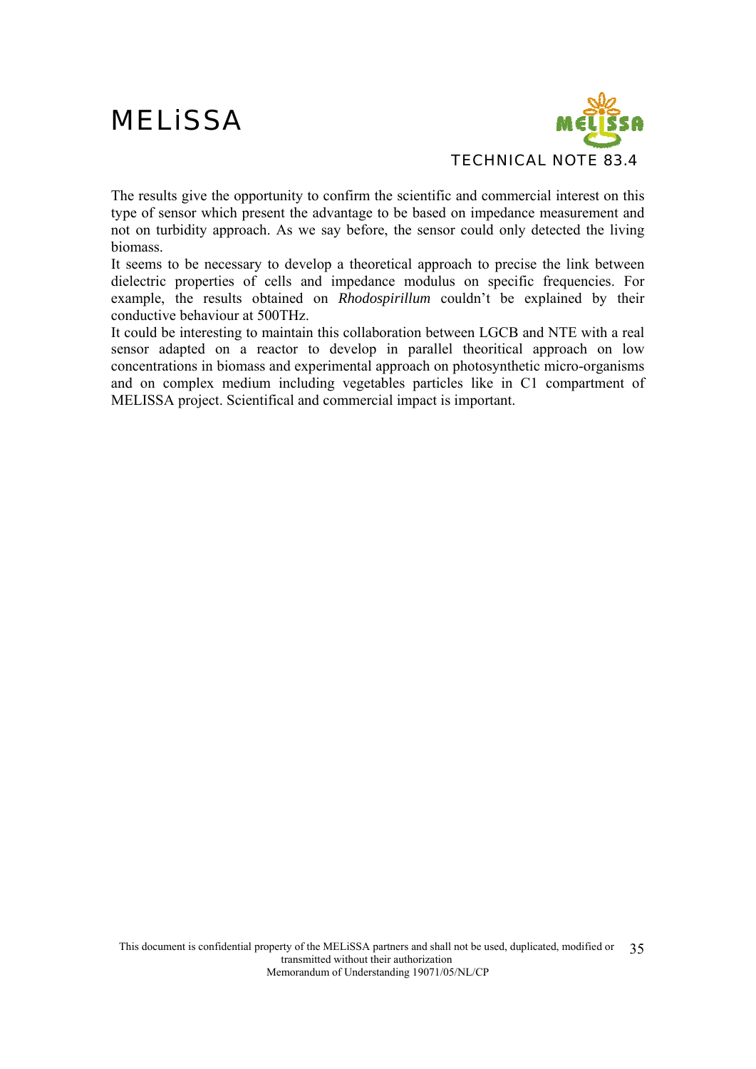The results give the opportunity to confirm the scientific and commercial interest on this type of sensor which present the advantage to be based on impedance measurement and not on turbidity approach. As we say before, the sensor could only detected the living biomass.

It seems to be necessary to develop a theoretical approach to precise the link between dielectric properties of cells and impedance modulus on specific frequencies. For example, the results obtained on *Rhodospirillum* couldn't be explained by their conductive behaviour at 500THz.

It could be interesting to maintain this collaboration between LGCB and NTE with a real sensor adapted on a reactor to develop in parallel theoritical approach on low concentrations in biomass and experimental approach on photosynthetic micro-organisms and on complex medium including vegetables particles like in C1 compartment of MELISSA project. Scientifical and commercial impact is important.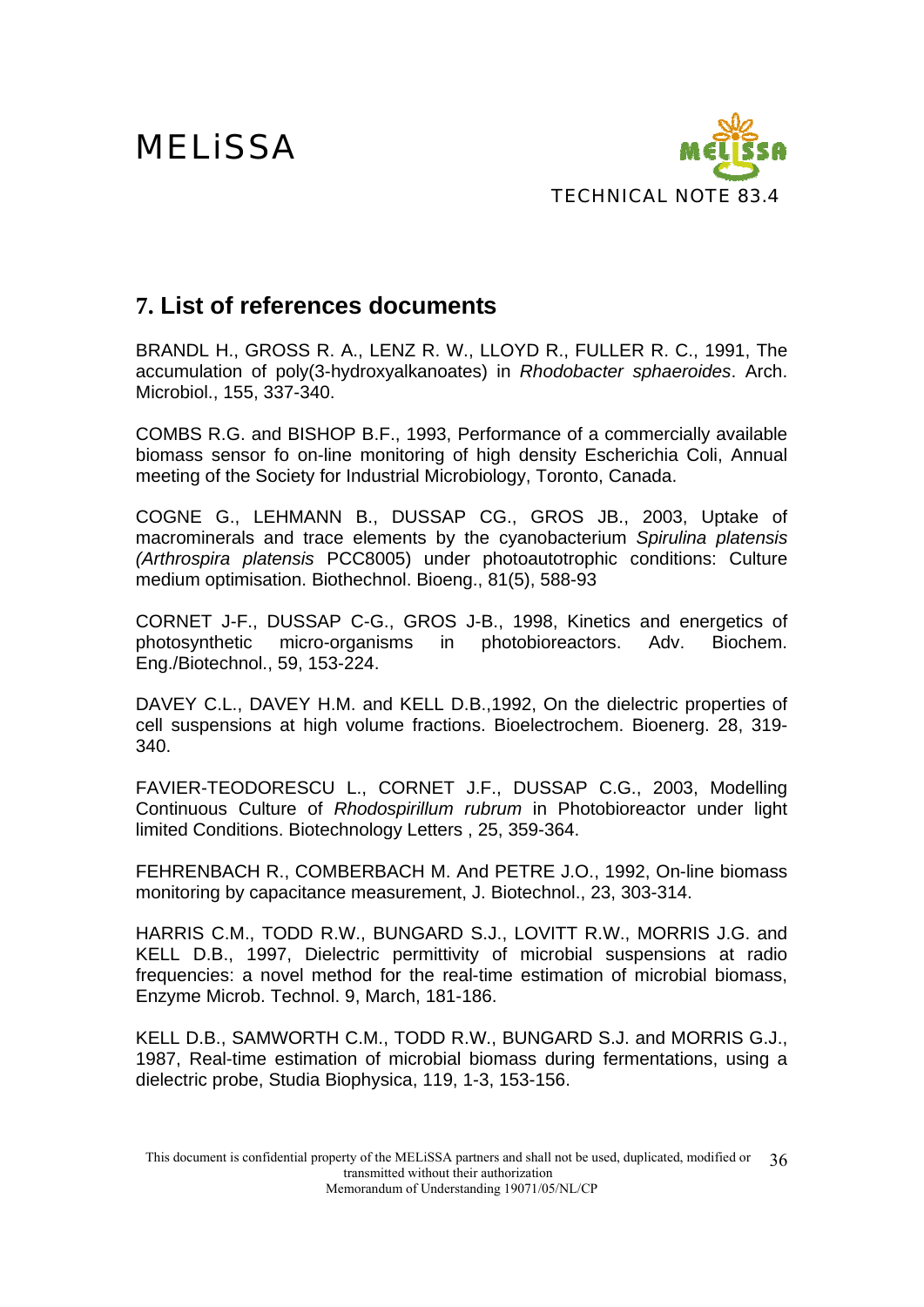## 7. List of references documents

BRANDL H., GROSS R. A., LENZ R. W., LLOYD R., FULLER R. C., 1991, The accumulation of poly(3-hydroxyalkanoates) in *Rhodobacter sphaeroides*. Arch. Microbiol., 155, 337-340.

COMBS R.G. and BISHOP B.F., 1993, Performance of a commercially available biomass sensor fo on-line monitoring of high density Escherichia Coli, Annual meeting of the Society for Industrial Microbiology, Toronto, Canada.

COGNE G., LEHMANN B., DUSSAP CG., GROS JB., 2003, Uptake of macrominerals and trace elements by the cyanobacterium *Spirulina platensis (Arthrospira platensis* PCC8005) under photoautotrophic conditions: Culture medium optimisation. Biothechnol. Bioeng., 81(5), 588-93

CORNET J-F., DUSSAP C-G., GROS J-B., 1998, Kinetics and energetics of photosynthetic micro-organisms in photobioreactors. Adv. Biochem. Eng./Biotechnol., 59, 153-224.

DAVEY C.L., DAVEY H.M. and KELL D.B.,1992, On the dielectric properties of cell suspensions at high volume fractions. Bioelectrochem. Bioenerg. 28, 319-340.

FAVIER-TEODORESCU L., CORNET J.F., DUSSAP C.G., 2003, Modelling Continuous Culture of *Rhodospirillum rubrum* in Photobioreactor under light limited Conditions. Biotechnology Letters , 25, 359-364.

FEHRENBACH R., COMBERBACH M. And PETRE J.O., 1992, On-line biomass monitoring by capacitance measurement, J. Biotechnol., 23, 303-314.

HARRIS C.M., TODD R.W., BUNGARD S.J., LOVITT R.W., MORRIS J.G. and KELL D.B., 1997, Dielectric permittivity of microbial suspensions at radio frequencies: a novel method for the real-time estimation of microbial biomass, Enzyme Microb. Technol. 9, March, 181-186.

KELL D.B., SAMWORTH C.M., TODD R.W., BUNGARD S.J. and MORRIS G.J., 1987, Real-time estimation of microbial biomass during fermentations, using a dielectric probe, Studia Biophysica, 119, 1-3, 153-156.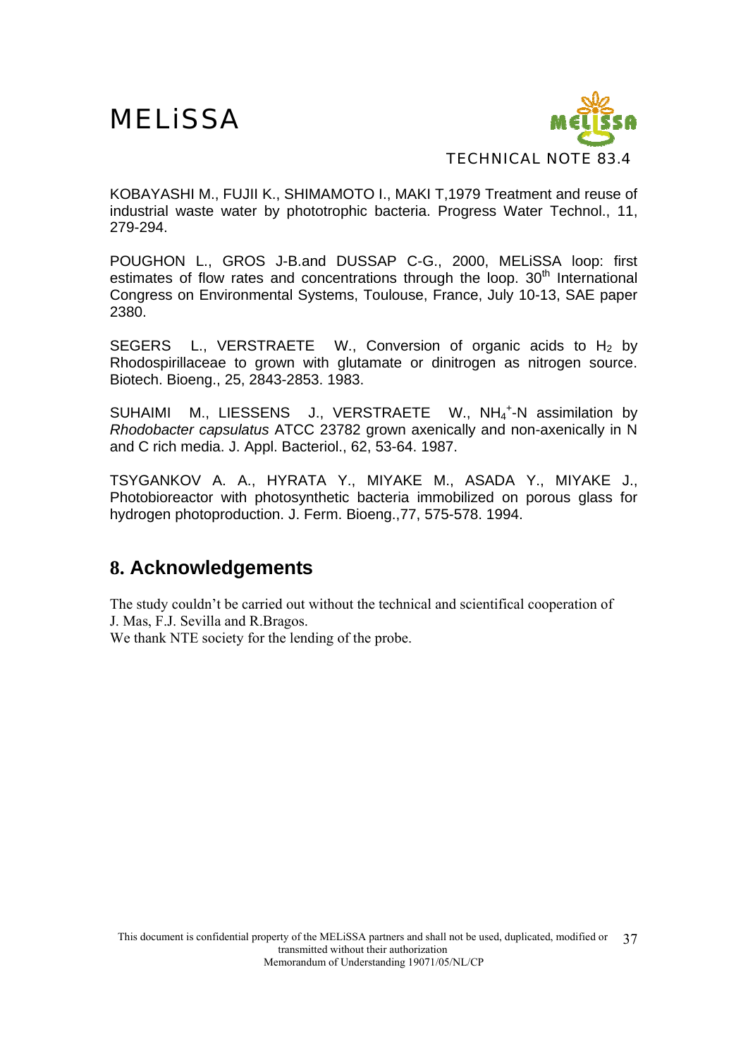KOBAYASHI M., FUJII K., SHIMAMOTO I., MAKI T,1979 Treatment and reuse of industrial waste water by phototrophic bacteria. Progress Water Technol., 11, 279-294.

POUGHON L., GROS J-B.and DUSSAP C-G., 2000, MELiSSA loop: first estimates of flow rates and concentrations through the loop. 30$^{th}$ International Congress on Environmental Systems, Toulouse, France, July 10-13, SAE paper 2380.

SEGERS L., VERSTRAETE W., Conversion of organic acids to $H_2$ by Rhodospirillaceae to grown with glutamate or dinitrogen as nitrogen source. Biotech. Bioeng., 25, 2843-2853. 1983.

SUHAIMI M., LIESSENS J., VERSTRAETE W., $NH_4^+$-N assimilation by *Rhodobacter capsulatus* ATCC 23782 grown axenically and non-axenically in N and C rich media. J. Appl. Bacteriol., 62, 53-64. 1987.

TSYGANKOV A. A., HYRATA Y., MIYAKE M., ASADA Y., MIYAKE J., Photobioreactor with photosynthetic bacteria immobilized on porous glass for hydrogen photoproduction. J. Ferm. Bioeng.,77, 575-578. 1994.

## 8. Acknowledgements

The study couldn't be carried out without the technical and scientifical cooperation of J. Mas, F.J. Sevilla and R.Bragos.
We thank NTE society for the lending of the probe.